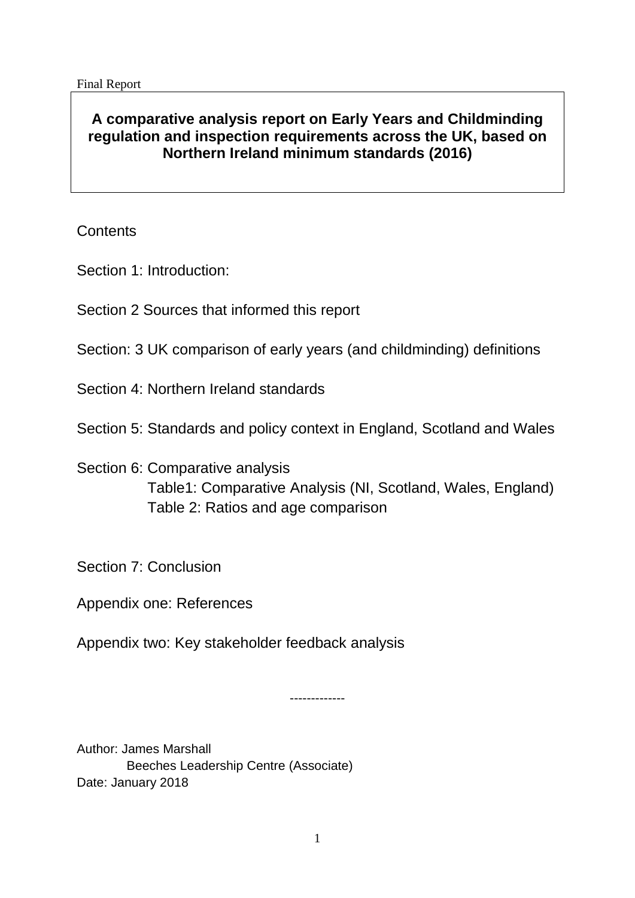Final Report

# A comparative analysis report on Early Years and Childminding regulation and inspection requirements across the UK, based on Northern Ireland minimum standards (2016)

Contents

Section 1: Introduction:

Section 2 Sources that informed this report

Section: 3 UK comparison of early years (and childminding) definitions

Section 4: Northern Ireland standards

Section 5: Standards and policy context in England, Scotland and Wales

Section 6: Comparative analysis
- Table1: Comparative Analysis (NI, Scotland, Wales, England)
- Table 2: Ratios and age comparison

Section 7: Conclusion

Appendix one: References

Appendix two: Key stakeholder feedback analysis

-------------

Author: James Marshall
Beeches Leadership Centre (Associate)
Date: January 2018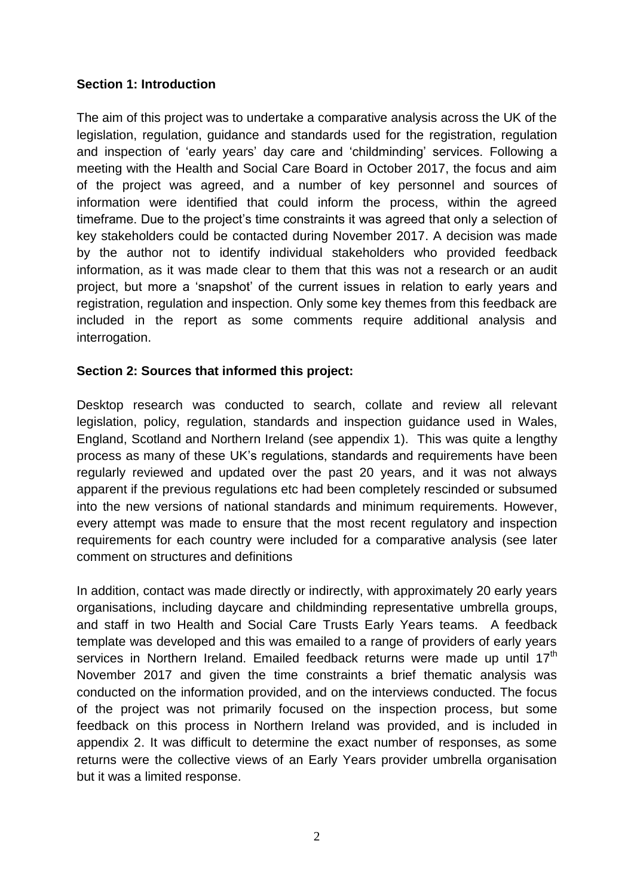**Section 1: Introduction**

The aim of this project was to undertake a comparative analysis across the UK of the legislation, regulation, guidance and standards used for the registration, regulation and inspection of 'early years' day care and 'childminding' services. Following a meeting with the Health and Social Care Board in October 2017, the focus and aim of the project was agreed, and a number of key personnel and sources of information were identified that could inform the process, within the agreed timeframe. Due to the project's time constraints it was agreed that only a selection of key stakeholders could be contacted during November 2017. A decision was made by the author not to identify individual stakeholders who provided feedback information, as it was made clear to them that this was not a research or an audit project, but more a 'snapshot' of the current issues in relation to early years and registration, regulation and inspection. Only some key themes from this feedback are included in the report as some comments require additional analysis and interrogation.

**Section 2: Sources that informed this project:**

Desktop research was conducted to search, collate and review all relevant legislation, policy, regulation, standards and inspection guidance used in Wales, England, Scotland and Northern Ireland (see appendix 1). This was quite a lengthy process as many of these UK's regulations, standards and requirements have been regularly reviewed and updated over the past 20 years, and it was not always apparent if the previous regulations etc had been completely rescinded or subsumed into the new versions of national standards and minimum requirements. However, every attempt was made to ensure that the most recent regulatory and inspection requirements for each country were included for a comparative analysis (see later comment on structures and definitions

In addition, contact was made directly or indirectly, with approximately 20 early years organisations, including daycare and childminding representative umbrella groups, and staff in two Health and Social Care Trusts Early Years teams. A feedback template was developed and this was emailed to a range of providers of early years services in Northern Ireland. Emailed feedback returns were made up until 17th November 2017 and given the time constraints a brief thematic analysis was conducted on the information provided, and on the interviews conducted. The focus of the project was not primarily focused on the inspection process, but some feedback on this process in Northern Ireland was provided, and is included in appendix 2. It was difficult to determine the exact number of responses, as some returns were the collective views of an Early Years provider umbrella organisation but it was a limited response.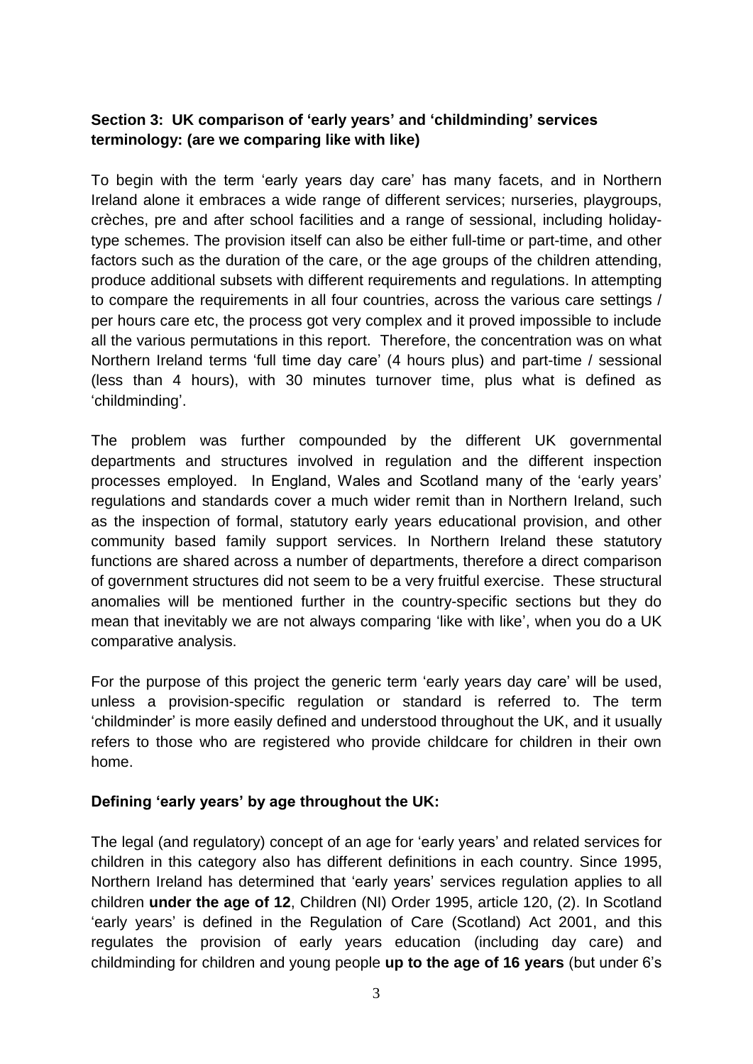**Section 3: UK comparison of 'early years' and 'childminding' services terminology: (are we comparing like with like)**

To begin with the term 'early years day care' has many facets, and in Northern Ireland alone it embraces a wide range of different services; nurseries, playgroups, crèches, pre and after school facilities and a range of sessional, including holiday-type schemes. The provision itself can also be either full-time or part-time, and other factors such as the duration of the care, or the age groups of the children attending, produce additional subsets with different requirements and regulations. In attempting to compare the requirements in all four countries, across the various care settings / per hours care etc, the process got very complex and it proved impossible to include all the various permutations in this report. Therefore, the concentration was on what Northern Ireland terms 'full time day care' (4 hours plus) and part-time / sessional (less than 4 hours), with 30 minutes turnover time, plus what is defined as 'childminding'.

The problem was further compounded by the different UK governmental departments and structures involved in regulation and the different inspection processes employed. In England, Wales and Scotland many of the 'early years' regulations and standards cover a much wider remit than in Northern Ireland, such as the inspection of formal, statutory early years educational provision, and other community based family support services. In Northern Ireland these statutory functions are shared across a number of departments, therefore a direct comparison of government structures did not seem to be a very fruitful exercise. These structural anomalies will be mentioned further in the country-specific sections but they do mean that inevitably we are not always comparing 'like with like', when you do a UK comparative analysis.

For the purpose of this project the generic term 'early years day care' will be used, unless a provision-specific regulation or standard is referred to. The term 'childminder' is more easily defined and understood throughout the UK, and it usually refers to those who are registered who provide childcare for children in their own home.

**Defining 'early years' by age throughout the UK:**

The legal (and regulatory) concept of an age for 'early years' and related services for children in this category also has different definitions in each country. Since 1995, Northern Ireland has determined that 'early years' services regulation applies to all children **under the age of 12**, Children (NI) Order 1995, article 120, (2). In Scotland 'early years' is defined in the Regulation of Care (Scotland) Act 2001, and this regulates the provision of early years education (including day care) and childminding for children and young people **up to the age of 16 years** (but under 6's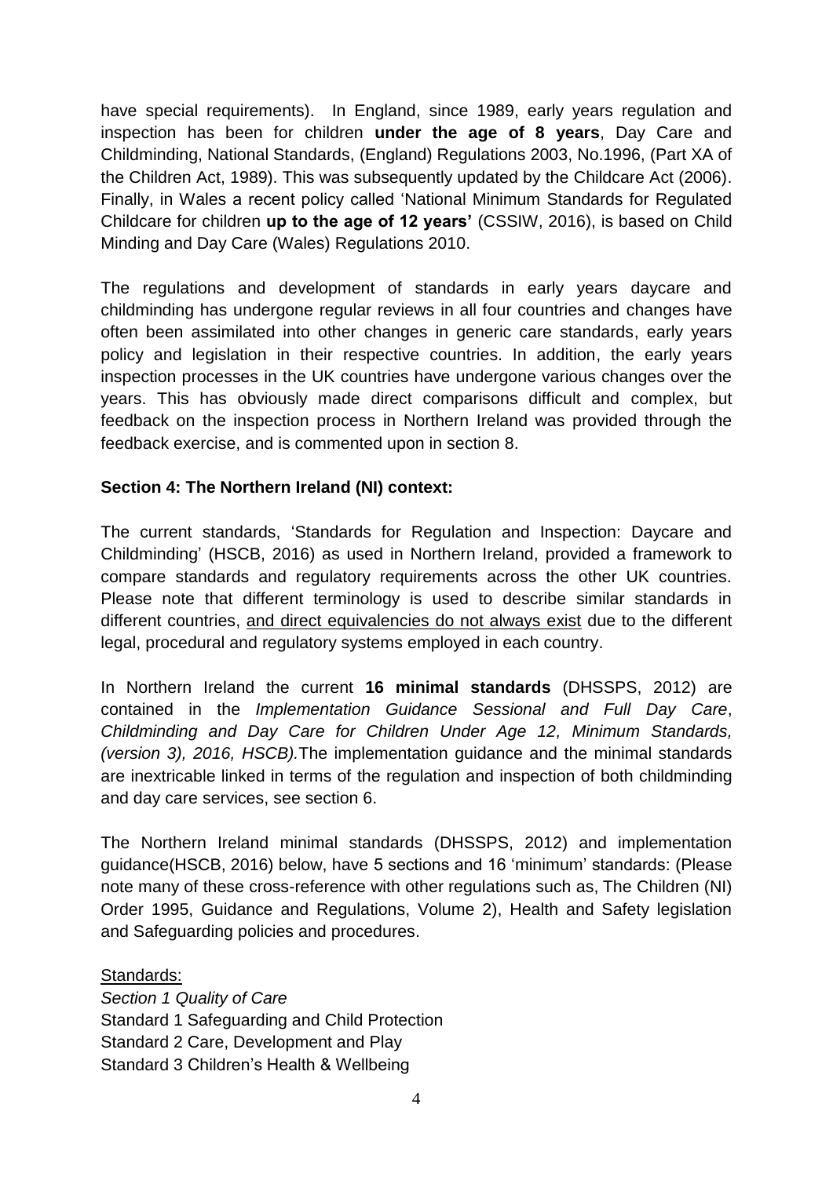have special requirements). In England, since 1989, early years regulation and inspection has been for children **under the age of 8 years**, Day Care and Childminding, National Standards, (England) Regulations 2003, No.1996, (Part XA of the Children Act, 1989). This was subsequently updated by the Childcare Act (2006). Finally, in Wales a recent policy called 'National Minimum Standards for Regulated Childcare for children **up to the age of 12 years'** (CSSIW, 2016), is based on Child Minding and Day Care (Wales) Regulations 2010.

The regulations and development of standards in early years daycare and childminding has undergone regular reviews in all four countries and changes have often been assimilated into other changes in generic care standards, early years policy and legislation in their respective countries. In addition, the early years inspection processes in the UK countries have undergone various changes over the years. This has obviously made direct comparisons difficult and complex, but feedback on the inspection process in Northern Ireland was provided through the feedback exercise, and is commented upon in section 8.

**Section 4: The Northern Ireland (NI) context:**

The current standards, 'Standards for Regulation and Inspection: Daycare and Childminding' (HSCB, 2016) as used in Northern Ireland, provided a framework to compare standards and regulatory requirements across the other UK countries. Please note that different terminology is used to describe similar standards in different countries, <u>and direct equivalencies do not always exist</u> due to the different legal, procedural and regulatory systems employed in each country.

In Northern Ireland the current **16 minimal standards** (DHSSPS, 2012) are contained in the *Implementation Guidance Sessional and Full Day Care*, *Childminding and Day Care for Children Under Age 12, Minimum Standards, (version 3), 2016, HSCB).*The implementation guidance and the minimal standards are inextricable linked in terms of the regulation and inspection of both childminding and day care services, see section 6.

The Northern Ireland minimal standards (DHSSPS, 2012) and implementation guidance(HSCB, 2016) below, have 5 sections and 16 'minimum' standards: (Please note many of these cross-reference with other regulations such as, The Children (NI) Order 1995, Guidance and Regulations, Volume 2), Health and Safety legislation and Safeguarding policies and procedures.

<u>Standards:</u>
*Section 1 Quality of Care*
Standard 1 Safeguarding and Child Protection
Standard 2 Care, Development and Play
Standard 3 Children's Health & Wellbeing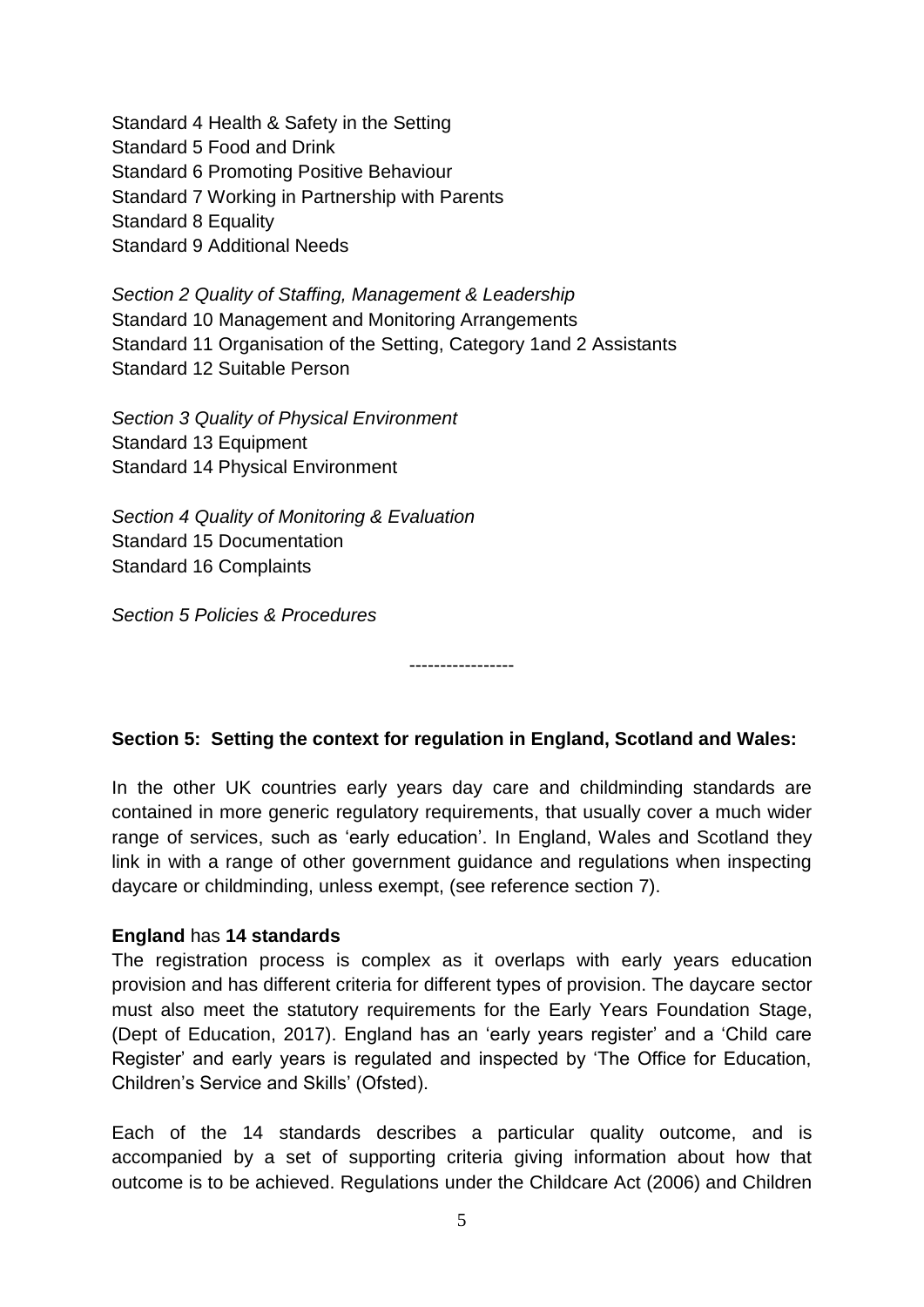Standard 4 Health & Safety in the Setting
Standard 5 Food and Drink
Standard 6 Promoting Positive Behaviour
Standard 7 Working in Partnership with Parents
Standard 8 Equality
Standard 9 Additional Needs

*Section 2 Quality of Staffing, Management & Leadership*
Standard 10 Management and Monitoring Arrangements
Standard 11 Organisation of the Setting, Category 1and 2 Assistants
Standard 12 Suitable Person

*Section 3 Quality of Physical Environment*
Standard 13 Equipment
Standard 14 Physical Environment

*Section 4 Quality of Monitoring & Evaluation*
Standard 15 Documentation
Standard 16 Complaints

*Section 5 Policies & Procedures*

-----------------

**Section 5: Setting the context for regulation in England, Scotland and Wales:**

In the other UK countries early years day care and childminding standards are contained in more generic regulatory requirements, that usually cover a much wider range of services, such as 'early education'. In England, Wales and Scotland they link in with a range of other government guidance and regulations when inspecting daycare or childminding, unless exempt, (see reference section 7).

**England** has **14 standards**
The registration process is complex as it overlaps with early years education provision and has different criteria for different types of provision. The daycare sector must also meet the statutory requirements for the Early Years Foundation Stage, (Dept of Education, 2017). England has an 'early years register' and a 'Child care Register' and early years is regulated and inspected by 'The Office for Education, Children's Service and Skills' (Ofsted).

Each of the 14 standards describes a particular quality outcome, and is accompanied by a set of supporting criteria giving information about how that outcome is to be achieved. Regulations under the Childcare Act (2006) and Children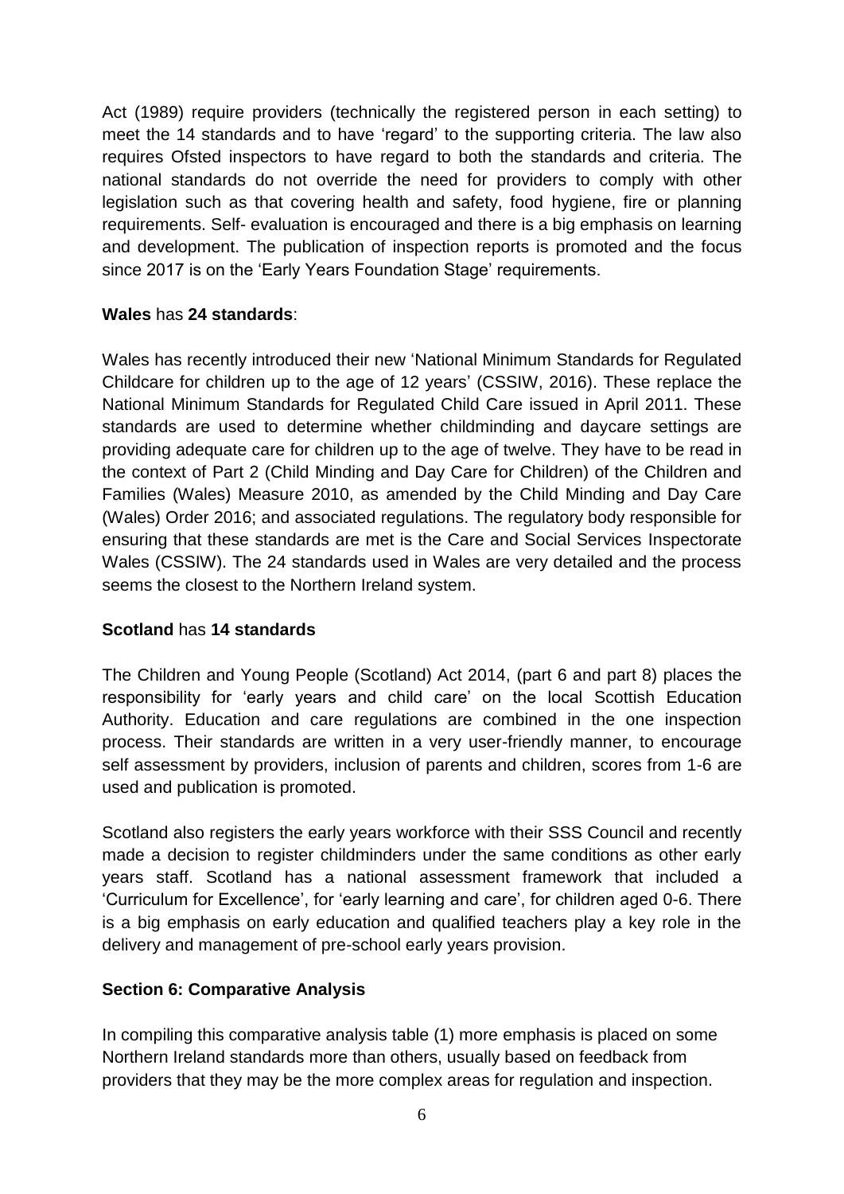Act (1989) require providers (technically the registered person in each setting) to meet the 14 standards and to have 'regard' to the supporting criteria. The law also requires Ofsted inspectors to have regard to both the standards and criteria. The national standards do not override the need for providers to comply with other legislation such as that covering health and safety, food hygiene, fire or planning requirements. Self- evaluation is encouraged and there is a big emphasis on learning and development. The publication of inspection reports is promoted and the focus since 2017 is on the 'Early Years Foundation Stage' requirements.

**Wales** has **24 standards**:

Wales has recently introduced their new 'National Minimum Standards for Regulated Childcare for children up to the age of 12 years' (CSSIW, 2016). These replace the National Minimum Standards for Regulated Child Care issued in April 2011. These standards are used to determine whether childminding and daycare settings are providing adequate care for children up to the age of twelve. They have to be read in the context of Part 2 (Child Minding and Day Care for Children) of the Children and Families (Wales) Measure 2010, as amended by the Child Minding and Day Care (Wales) Order 2016; and associated regulations. The regulatory body responsible for ensuring that these standards are met is the Care and Social Services Inspectorate Wales (CSSIW). The 24 standards used in Wales are very detailed and the process seems the closest to the Northern Ireland system.

**Scotland** has **14 standards**

The Children and Young People (Scotland) Act 2014, (part 6 and part 8) places the responsibility for 'early years and child care' on the local Scottish Education Authority. Education and care regulations are combined in the one inspection process. Their standards are written in a very user-friendly manner, to encourage self assessment by providers, inclusion of parents and children, scores from 1-6 are used and publication is promoted.

Scotland also registers the early years workforce with their SSS Council and recently made a decision to register childminders under the same conditions as other early years staff. Scotland has a national assessment framework that included a 'Curriculum for Excellence', for 'early learning and care', for children aged 0-6. There is a big emphasis on early education and qualified teachers play a key role in the delivery and management of pre-school early years provision.

## Section 6: Comparative Analysis

In compiling this comparative analysis table (1) more emphasis is placed on some Northern Ireland standards more than others, usually based on feedback from providers that they may be the more complex areas for regulation and inspection.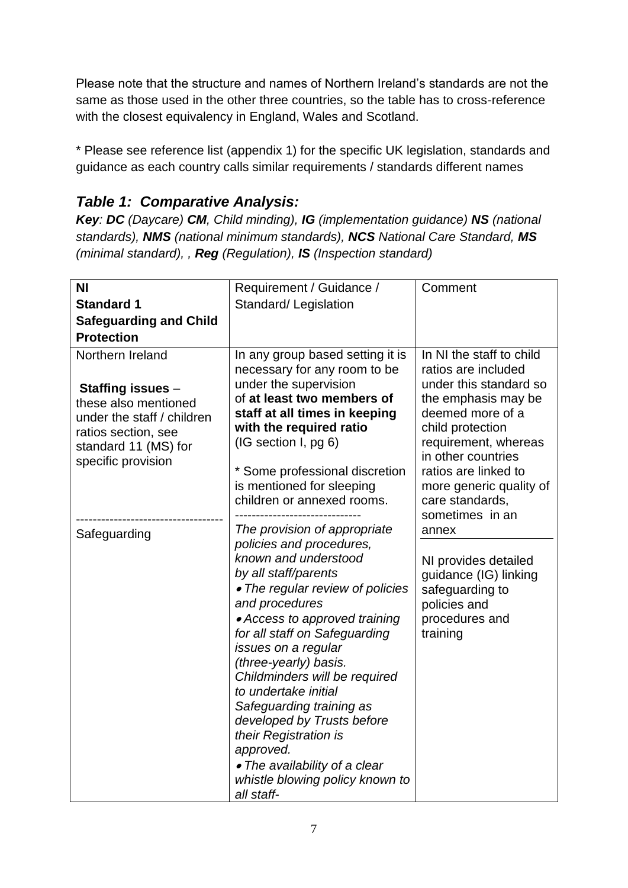Please note that the structure and names of Northern Ireland's standards are not the same as those used in the other three countries, so the table has to cross-reference with the closest equivalency in England, Wales and Scotland.

* Please see reference list (appendix 1) for the specific UK legislation, standards and guidance as each country calls similar requirements / standards different names

## *Table 1: Comparative Analysis:*

***Key**: **DC** (Daycare) **CM**, Child minding), **IG** (implementation guidance) **NS** (national standards), **NMS** (national minimum standards), **NCS** National Care Standard, **MS** (minimal standard), , **Reg** (Regulation), **IS** (Inspection standard)*

| **NI**<br>**Standard 1**<br>**Safeguarding and Child Protection** | Requirement / Guidance / Standard/ Legislation | Comment |
|---|---|---|
| Northern Ireland<br><br>**Staffing issues** – these also mentioned under the staff / children ratios section, see standard 11 (MS) for specific provision | In any group based setting it is necessary for any room to be under the supervision of **at least two members of staff at all times in keeping with the required ratio** (IG section I, pg 6)<br><br>* Some professional discretion is mentioned for sleeping children or annexed rooms. | In NI the staff to child ratios are included under this standard so the emphasis may be deemed more of a child protection requirement, whereas in other countries ratios are linked to more generic quality of care standards, sometimes in an annex |
| Safeguarding | *The provision of appropriate policies and procedures, known and understood by all staff/parents*<br>*• The regular review of policies and procedures*<br>*• Access to approved training for all staff on Safeguarding issues on a regular (three-yearly) basis. Childminders will be required to undertake initial Safeguarding training as developed by Trusts before their Registration is approved.*<br>*• The availability of a clear whistle blowing policy known to all staff-* | NI provides detailed guidance (IG) linking safeguarding to policies and procedures and training |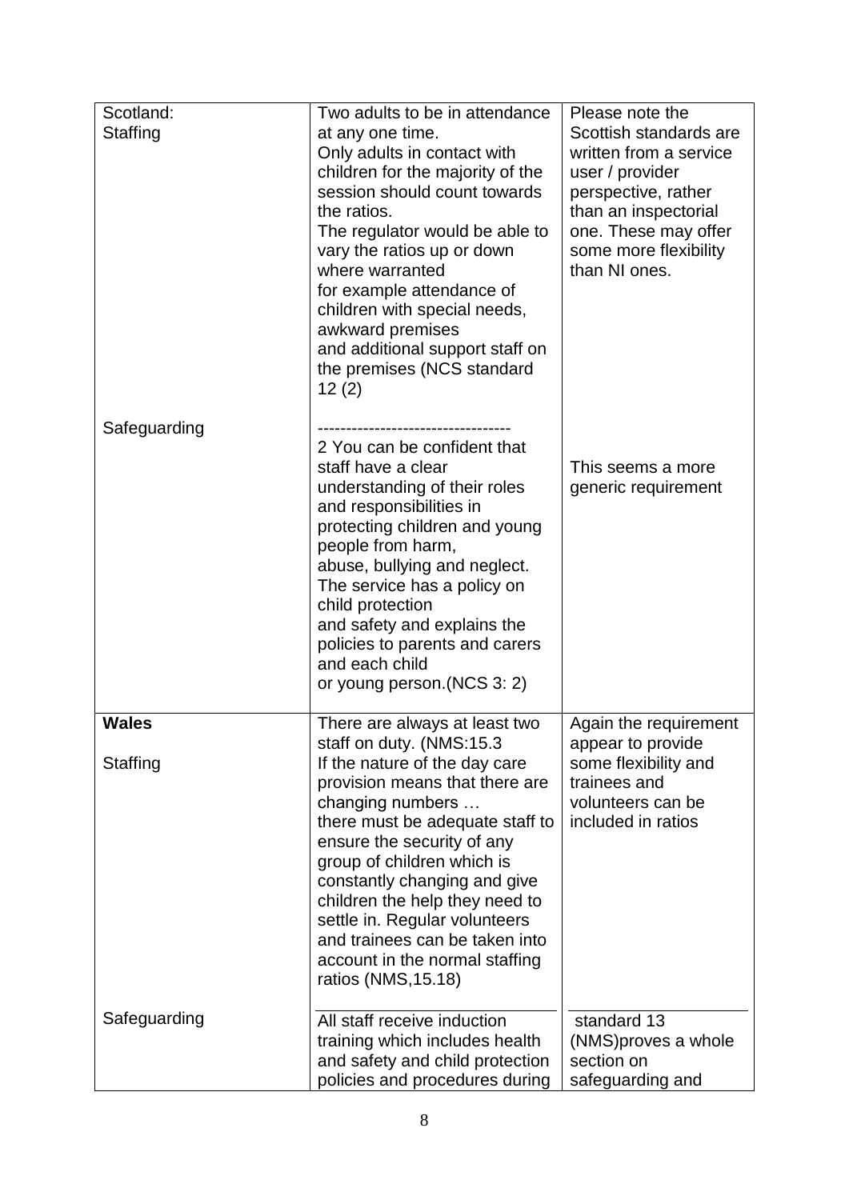| | | |
|---|---|---|
| Scotland:<br>Staffing | Two adults to be in attendance at any one time.<br>Only adults in contact with children for the majority of the session should count towards the ratios.<br>The regulator would be able to vary the ratios up or down where warranted<br>for example attendance of children with special needs, awkward premises<br>and additional support staff on the premises (NCS standard 12 (2) | Please note the Scottish standards are written from a service user / provider perspective, rather than an inspectorial one. These may offer some more flexibility than NI ones. |
| Safeguarding | ---------------------------------<br>2 You can be confident that staff have a clear understanding of their roles and responsibilities in protecting children and young people from harm,<br>abuse, bullying and neglect.<br>The service has a policy on child protection<br>and safety and explains the policies to parents and carers and each child<br>or young person.(NCS 3: 2) | This seems a more generic requirement |
| **Wales**<br><br>Staffing | There are always at least two staff on duty. (NMS:15.3<br>If the nature of the day care provision means that there are changing numbers …<br>there must be adequate staff to ensure the security of any group of children which is constantly changing and give children the help they need to settle in. Regular volunteers and trainees can be taken into account in the normal staffing ratios (NMS,15.18) | Again the requirement appear to provide some flexibility and trainees and volunteers can be included in ratios |
| Safeguarding | All staff receive induction training which includes health and safety and child protection policies and procedures during | standard 13 (NMS)proves a whole section on safeguarding and |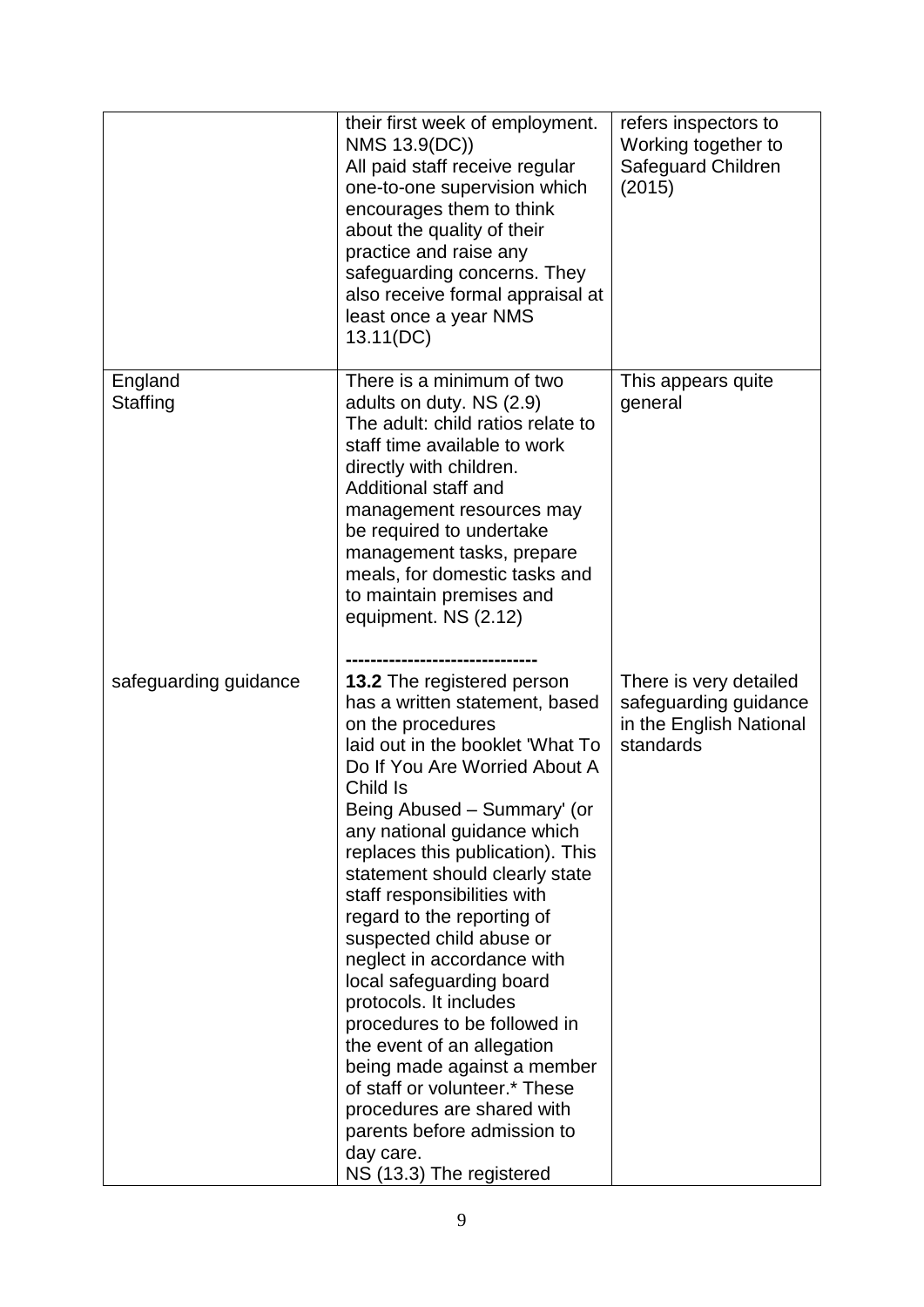| | | |
|---|---|---|
| | their first week of employment. NMS 13.9(DC)) All paid staff receive regular one-to-one supervision which encourages them to think about the quality of their practice and raise any safeguarding concerns. They also receive formal appraisal at least once a year NMS 13.11(DC) | refers inspectors to Working together to Safeguard Children (2015) |
| England Staffing | There is a minimum of two adults on duty. NS (2.9) The adult: child ratios relate to staff time available to work directly with children. Additional staff and management resources may be required to undertake management tasks, prepare meals, for domestic tasks and to maintain premises and equipment. NS (2.12) | This appears quite general |
| safeguarding guidance | ------------------------------- **13.2** The registered person has a written statement, based on the procedures laid out in the booklet 'What To Do If You Are Worried About A Child Is Being Abused – Summary' (or any national guidance which replaces this publication). This statement should clearly state staff responsibilities with regard to the reporting of suspected child abuse or neglect in accordance with local safeguarding board protocols. It includes procedures to be followed in the event of an allegation being made against a member of staff or volunteer.* These procedures are shared with parents before admission to day care. NS (13.3) The registered | There is very detailed safeguarding guidance in the English National standards |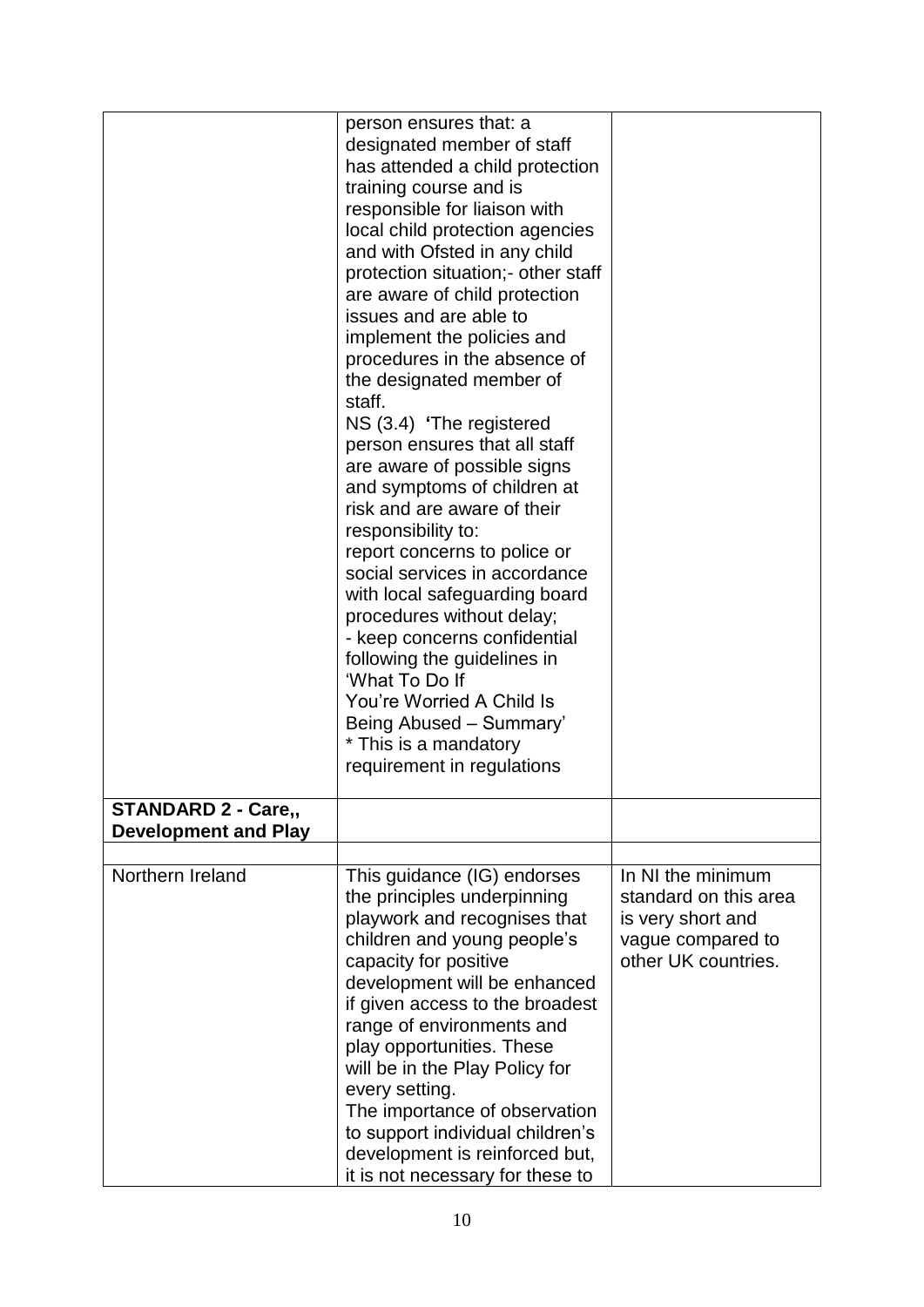| | | |
|---|---|---|
| | person ensures that: a designated member of staff has attended a child protection training course and is responsible for liaison with local child protection agencies and with Ofsted in any child protection situation;- other staff are aware of child protection issues and are able to implement the policies and procedures in the absence of the designated member of staff.<br>NS (3.4) **'**The registered person ensures that all staff are aware of possible signs and symptoms of children at risk and are aware of their responsibility to:<br>report concerns to police or social services in accordance with local safeguarding board procedures without delay;<br>- keep concerns confidential following the guidelines in 'What To Do If You're Worried A Child Is Being Abused – Summary'<br>* This is a mandatory requirement in regulations | |
| **STANDARD 2 - Care,, Development and Play** | | |
| | | |
| Northern Ireland | This guidance (IG) endorses the principles underpinning playwork and recognises that children and young people's capacity for positive development will be enhanced if given access to the broadest range of environments and play opportunities. These will be in the Play Policy for every setting.<br>The importance of observation to support individual children's development is reinforced but, it is not necessary for these to | In NI the minimum standard on this area is very short and vague compared to other UK countries. |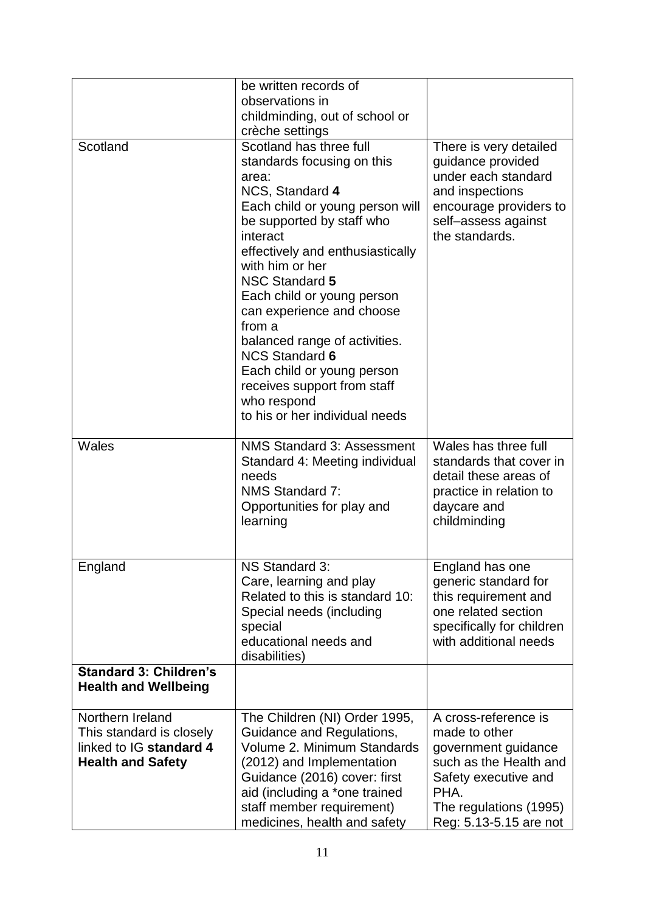| | | |
|---|---|---|
| | be written records of observations in childminding, out of school or crèche settings | |
| Scotland | Scotland has three full standards focusing on this area:<br>NCS, Standard **4**<br>Each child or young person will be supported by staff who interact effectively and enthusiastically with him or her<br>NSC Standard **5**<br>Each child or young person can experience and choose from a balanced range of activities.<br>NCS Standard **6**<br>Each child or young person receives support from staff who respond to his or her individual needs | There is very detailed guidance provided under each standard and inspections encourage providers to self–assess against the standards. |
| Wales | NMS Standard 3: Assessment Standard 4: Meeting individual needs<br>NMS Standard 7: Opportunities for play and learning | Wales has three full standards that cover in detail these areas of practice in relation to daycare and childminding |
| England | NS Standard 3:<br>Care, learning and play<br>Related to this is standard 10: Special needs (including special educational needs and disabilities) | England has one generic standard for this requirement and one related section specifically for children with additional needs |
| **Standard 3: Children's Health and Wellbeing** | | |
| Northern Ireland<br>This standard is closely linked to IG **standard 4 Health and Safety** | The Children (NI) Order 1995, Guidance and Regulations, Volume 2. Minimum Standards (2012) and Implementation Guidance (2016) cover: first aid (including a *one trained staff member requirement) medicines, health and safety | A cross-reference is made to other government guidance such as the Health and Safety executive and PHA.<br>The regulations (1995) Reg: 5.13-5.15 are not |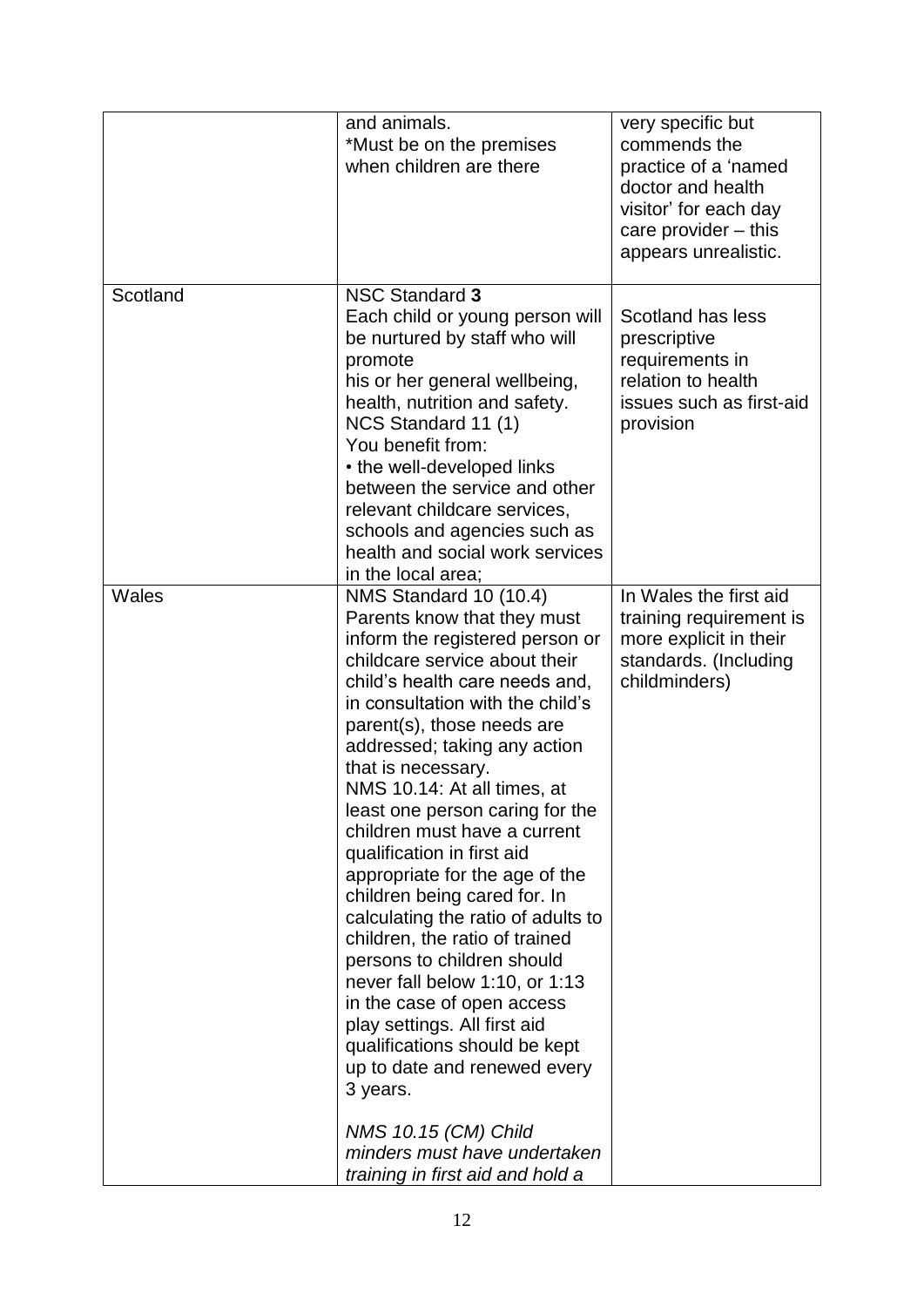| | | |
|---|---|---|
| | and animals.<br>*Must be on the premises when children are there | very specific but commends the practice of a 'named doctor and health visitor' for each day care provider – this appears unrealistic. |
| Scotland | NSC Standard **3**<br>Each child or young person will be nurtured by staff who will promote his or her general wellbeing, health, nutrition and safety.<br>NCS Standard 11 (1)<br>You benefit from:<br>• the well-developed links between the service and other relevant childcare services, schools and agencies such as health and social work services in the local area; | Scotland has less prescriptive requirements in relation to health issues such as first-aid provision |
| Wales | NMS Standard 10 (10.4)<br>Parents know that they must inform the registered person or childcare service about their child's health care needs and, in consultation with the child's parent(s), those needs are addressed; taking any action that is necessary.<br>NMS 10.14: At all times, at least one person caring for the children must have a current qualification in first aid appropriate for the age of the children being cared for. In calculating the ratio of adults to children, the ratio of trained persons to children should never fall below 1:10, or 1:13 in the case of open access play settings. All first aid qualifications should be kept up to date and renewed every 3 years.<br><br>*NMS 10.15 (CM) Child minders must have undertaken training in first aid and hold a* | In Wales the first aid training requirement is more explicit in their standards. (Including childminders) |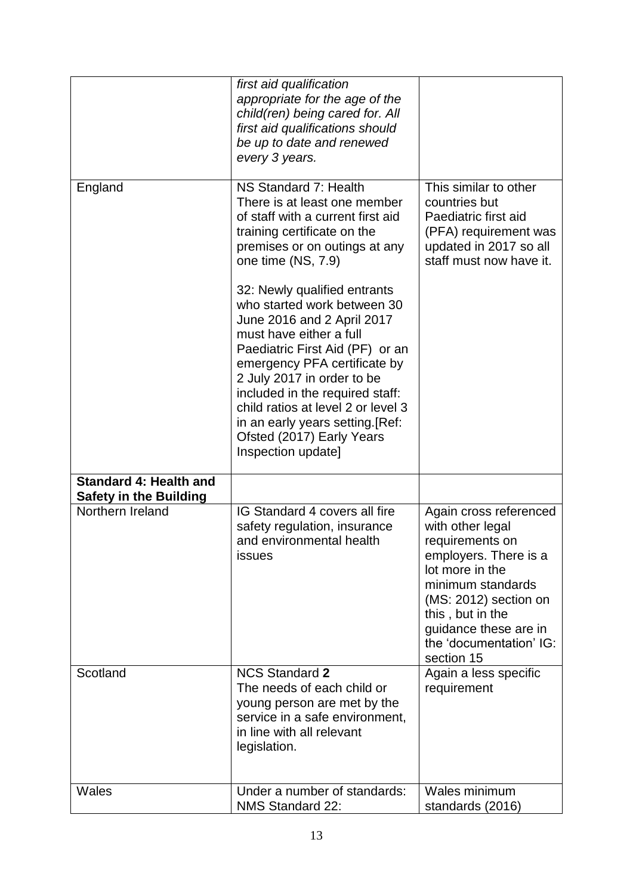| | | |
|---|---|---|
| | *first aid qualification appropriate for the age of the child(ren) being cared for. All first aid qualifications should be up to date and renewed every 3 years.* | |
| England | NS Standard 7: Health<br>There is at least one member of staff with a current first aid training certificate on the premises or on outings at any one time (NS, 7.9)<br><br>32: Newly qualified entrants who started work between 30 June 2016 and 2 April 2017 must have either a full Paediatric First Aid (PF) or an emergency PFA certificate by 2 July 2017 in order to be included in the required staff: child ratios at level 2 or level 3 in an early years setting.[Ref: Ofsted (2017) Early Years Inspection update] | This similar to other countries but Paediatric first aid (PFA) requirement was updated in 2017 so all staff must now have it. |
| **Standard 4: Health and Safety in the Building** | | |
| Northern Ireland | IG Standard 4 covers all fire safety regulation, insurance and environmental health issues | Again cross referenced with other legal requirements on employers. There is a lot more in the minimum standards (MS: 2012) section on this , but in the guidance these are in the 'documentation' IG: section 15 |
| Scotland | NCS Standard **2**<br>The needs of each child or young person are met by the service in a safe environment, in line with all relevant legislation. | Again a less specific requirement |
| Wales | Under a number of standards: NMS Standard 22: | Wales minimum standards (2016) |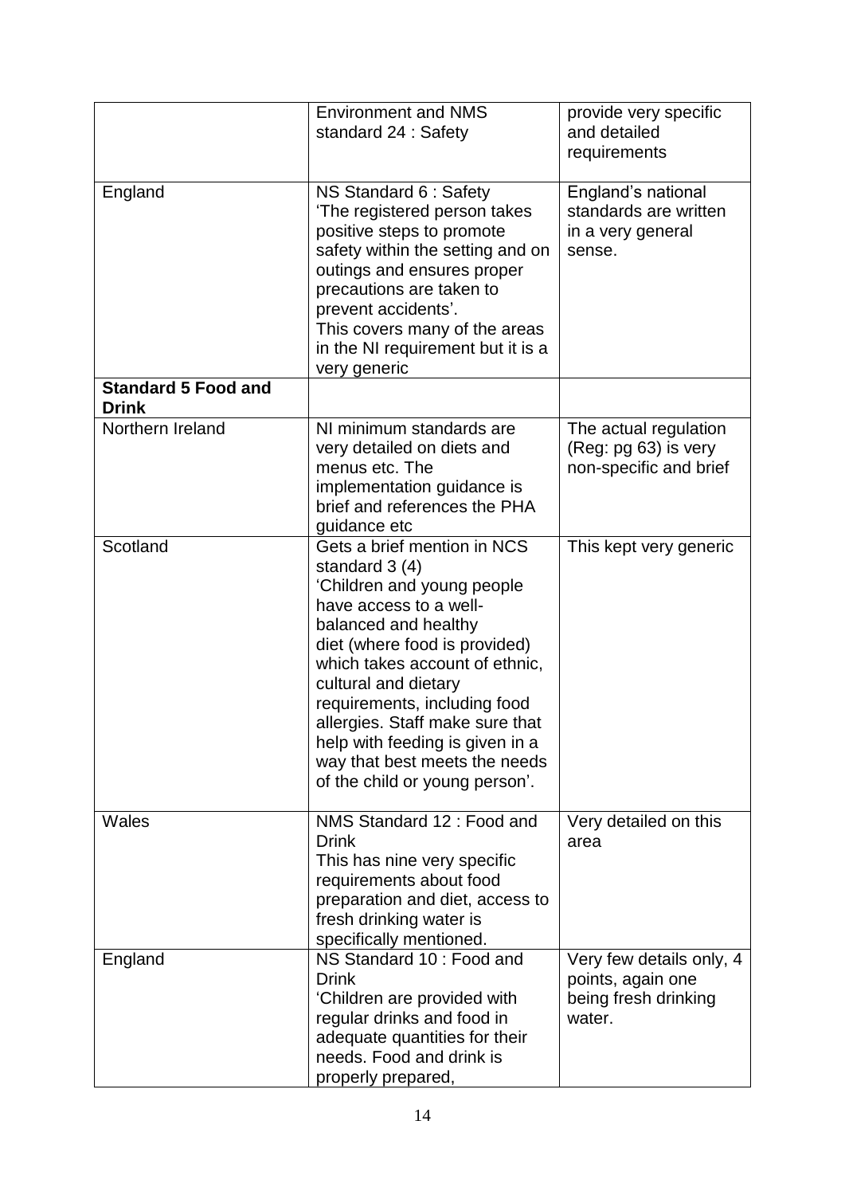| | | |
|---|---|---|
| | Environment and NMS standard 24 : Safety | provide very specific and detailed requirements |
| England | NS Standard 6 : Safety 'The registered person takes positive steps to promote safety within the setting and on outings and ensures proper precautions are taken to prevent accidents'. This covers many of the areas in the NI requirement but it is a very generic | England's national standards are written in a very general sense. |
| **Standard 5 Food and Drink** | | |
| Northern Ireland | NI minimum standards are very detailed on diets and menus etc. The implementation guidance is brief and references the PHA guidance etc | The actual regulation (Reg: pg 63) is very non-specific and brief |
| Scotland | Gets a brief mention in NCS standard 3 (4) 'Children and young people have access to a well-balanced and healthy diet (where food is provided) which takes account of ethnic, cultural and dietary requirements, including food allergies. Staff make sure that help with feeding is given in a way that best meets the needs of the child or young person'. | This kept very generic |
| Wales | NMS Standard 12 : Food and Drink This has nine very specific requirements about food preparation and diet, access to fresh drinking water is specifically mentioned. | Very detailed on this area |
| England | NS Standard 10 : Food and Drink 'Children are provided with regular drinks and food in adequate quantities for their needs. Food and drink is properly prepared, | Very few details only, 4 points, again one being fresh drinking water. |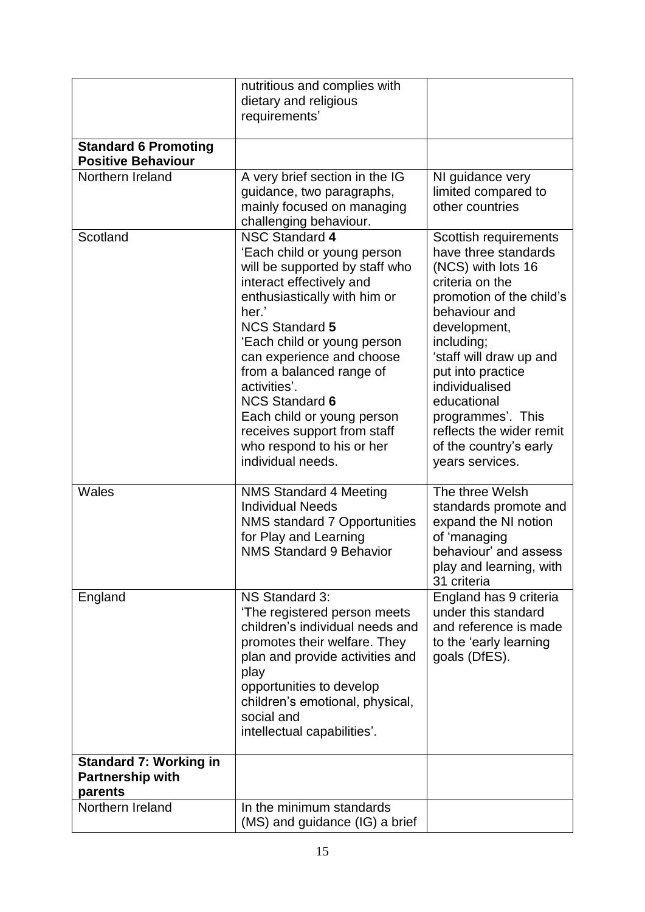| | | |
|---|---|---|
| | nutritious and complies with dietary and religious requirements' | |
| **Standard 6 Promoting Positive Behaviour** | | |
| Northern Ireland | A very brief section in the IG guidance, two paragraphs, mainly focused on managing challenging behaviour. | NI guidance very limited compared to other countries |
| Scotland | NSC Standard **4**<br>'Each child or young person will be supported by staff who interact effectively and enthusiastically with him or her.'<br>NCS Standard **5**<br>'Each child or young person can experience and choose from a balanced range of activities'.<br>NCS Standard **6**<br>Each child or young person receives support from staff who respond to his or her individual needs. | Scottish requirements have three standards (NCS) with lots 16 criteria on the promotion of the child's behaviour and development, including;<br>'staff will draw up and put into practice individualised educational programmes'. This reflects the wider remit of the country's early years services. |
| Wales | NMS Standard 4 Meeting Individual Needs<br>NMS standard 7 Opportunities for Play and Learning<br>NMS Standard 9 Behavior | The three Welsh standards promote and expand the NI notion of 'managing behaviour' and assess play and learning, with 31 criteria |
| England | NS Standard 3:<br>'The registered person meets children's individual needs and promotes their welfare. They plan and provide activities and play opportunities to develop children's emotional, physical, social and intellectual capabilities'. | England has 9 criteria under this standard and reference is made to the 'early learning goals (DfES). |
| **Standard 7: Working in Partnership with parents** | | |
| Northern Ireland | In the minimum standards (MS) and guidance (IG) a brief | |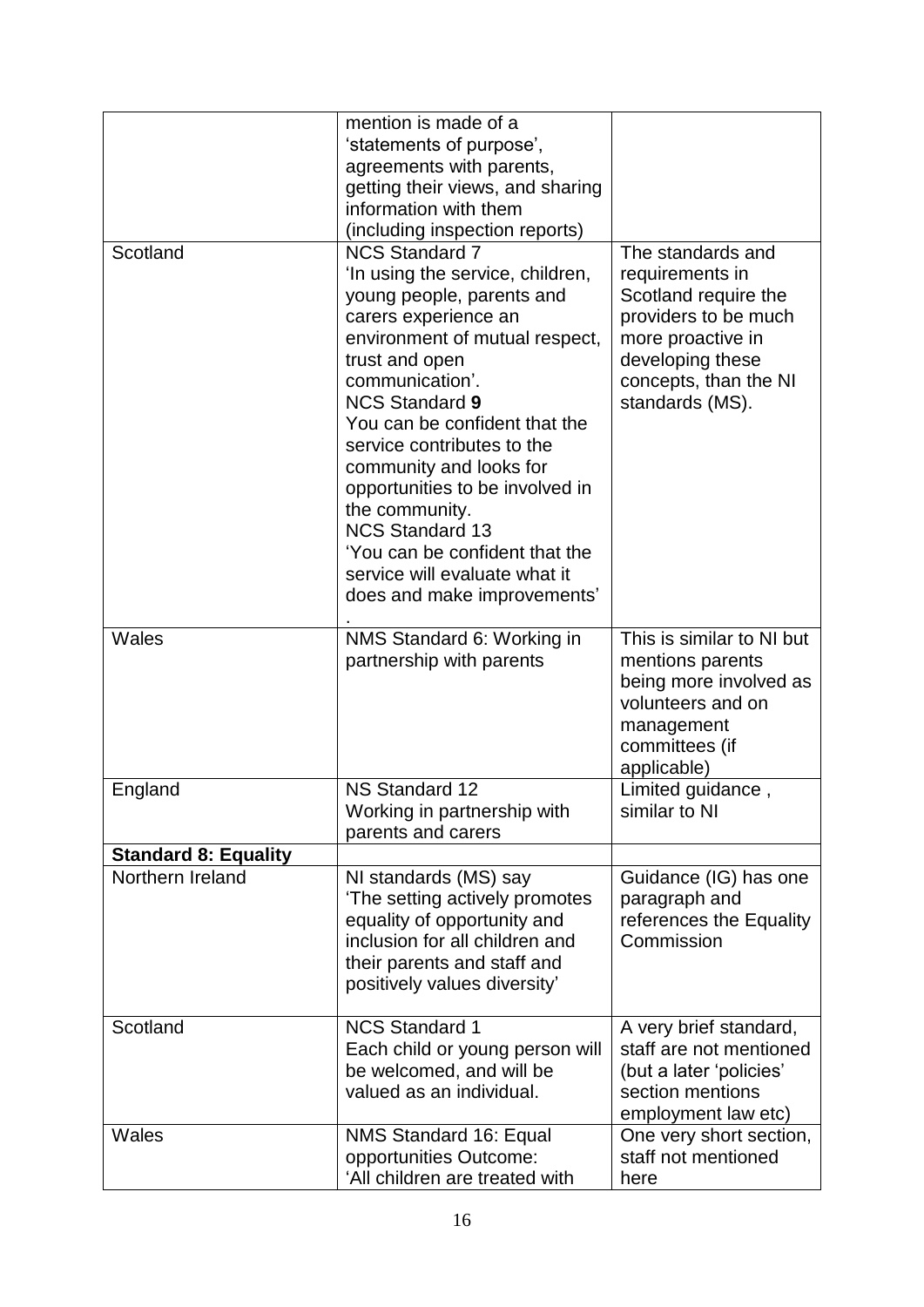| | | |
|---|---|---|
| | mention is made of a 'statements of purpose', agreements with parents, getting their views, and sharing information with them (including inspection reports) | |
| Scotland | NCS Standard 7<br>'In using the service, children, young people, parents and carers experience an environment of mutual respect, trust and open communication'.<br>NCS Standard **9**<br>You can be confident that the service contributes to the community and looks for opportunities to be involved in the community.<br>NCS Standard 13<br>'You can be confident that the service will evaluate what it does and make improvements'<br>. | The standards and requirements in Scotland require the providers to be much more proactive in developing these concepts, than the NI standards (MS). |
| Wales | NMS Standard 6: Working in partnership with parents | This is similar to NI but mentions parents being more involved as volunteers and on management committees (if applicable) |
| England | NS Standard 12<br>Working in partnership with parents and carers | Limited guidance , similar to NI |
| **Standard 8: Equality** | | |
| Northern Ireland | NI standards (MS) say 'The setting actively promotes equality of opportunity and inclusion for all children and their parents and staff and positively values diversity' | Guidance (IG) has one paragraph and references the Equality Commission |
| Scotland | NCS Standard 1<br>Each child or young person will be welcomed, and will be valued as an individual. | A very brief standard, staff are not mentioned (but a later 'policies' section mentions employment law etc) |
| Wales | NMS Standard 16: Equal opportunities Outcome:<br>'All children are treated with | One very short section, staff not mentioned here |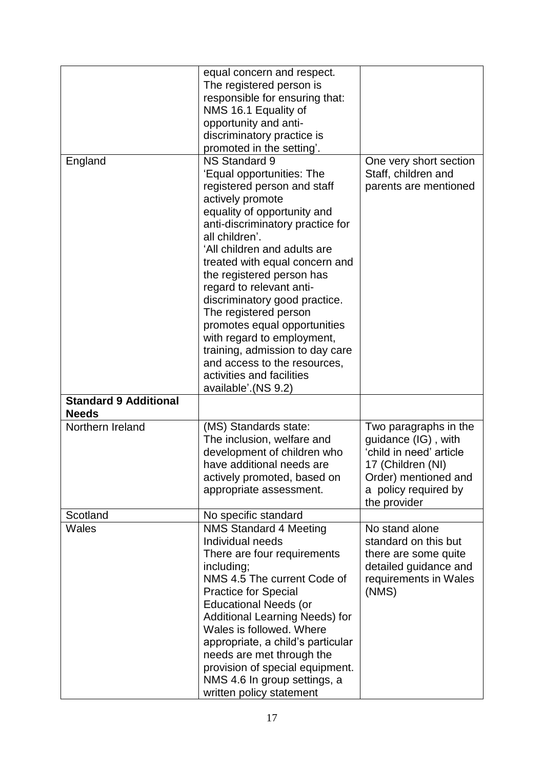| | | |
|---|---|---|
| | equal concern and respect. The registered person is responsible for ensuring that: NMS 16.1 Equality of opportunity and anti-discriminatory practice is promoted in the setting'. | |
| England | NS Standard 9 'Equal opportunities: The registered person and staff actively promote equality of opportunity and anti-discriminatory practice for all children'. 'All children and adults are treated with equal concern and the registered person has regard to relevant anti-discriminatory good practice. The registered person promotes equal opportunities with regard to employment, training, admission to day care and access to the resources, activities and facilities available'.(NS 9.2) | One very short section Staff, children and parents are mentioned |
| **Standard 9 Additional Needs** | | |
| Northern Ireland | (MS) Standards state: The inclusion, welfare and development of children who have additional needs are actively promoted, based on appropriate assessment. | Two paragraphs in the guidance (IG) , with 'child in need' article 17 (Children (NI) Order) mentioned and a policy required by the provider |
| Scotland | No specific standard | |
| Wales | NMS Standard 4 Meeting Individual needs There are four requirements including; NMS 4.5 The current Code of Practice for Special Educational Needs (or Additional Learning Needs) for Wales is followed. Where appropriate, a child's particular needs are met through the provision of special equipment. NMS 4.6 In group settings, a written policy statement | No stand alone standard on this but there are some quite detailed guidance and requirements in Wales (NMS) |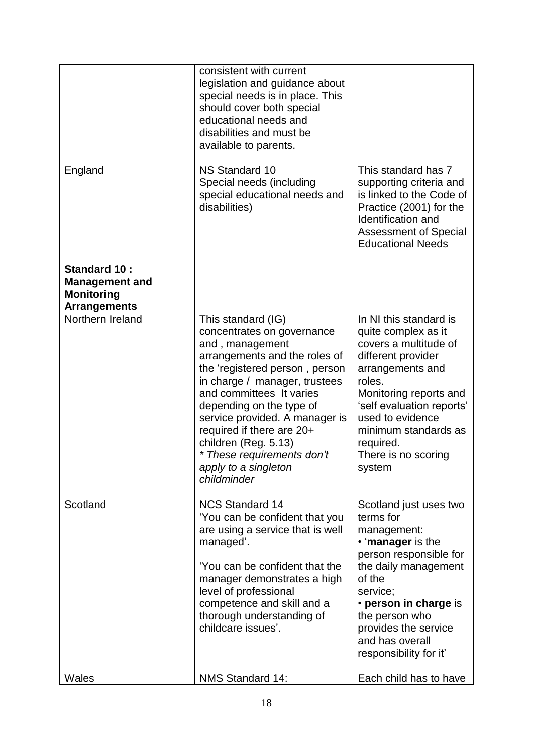| | | |
|---|---|---|
| | consistent with current legislation and guidance about special needs is in place. This should cover both special educational needs and disabilities and must be available to parents. | |
| England | NS Standard 10<br>Special needs (including special educational needs and disabilities) | This standard has 7 supporting criteria and is linked to the Code of Practice (2001) for the Identification and Assessment of Special Educational Needs |
| **Standard 10 : Management and Monitoring Arrangements** | | |
| Northern Ireland | This standard (IG) concentrates on governance and , management arrangements and the roles of the 'registered person , person in charge / manager, trustees and committees It varies depending on the type of service provided. A manager is required if there are 20+ children (Reg. 5.13)<br>*\* These requirements don't apply to a singleton childminder* | In NI this standard is quite complex as it covers a multitude of different provider arrangements and roles.<br>Monitoring reports and 'self evaluation reports' used to evidence minimum standards as required.<br>There is no scoring system |
| Scotland | NCS Standard 14<br>'You can be confident that you are using a service that is well managed'.<br><br>'You can be confident that the manager demonstrates a high level of professional competence and skill and a thorough understanding of childcare issues'. | Scotland just uses two terms for management:<br>• '**manager** is the person responsible for the daily management of the service;<br>• **person in charge** is the person who provides the service and has overall responsibility for it' |
| Wales | NMS Standard 14: | Each child has to have |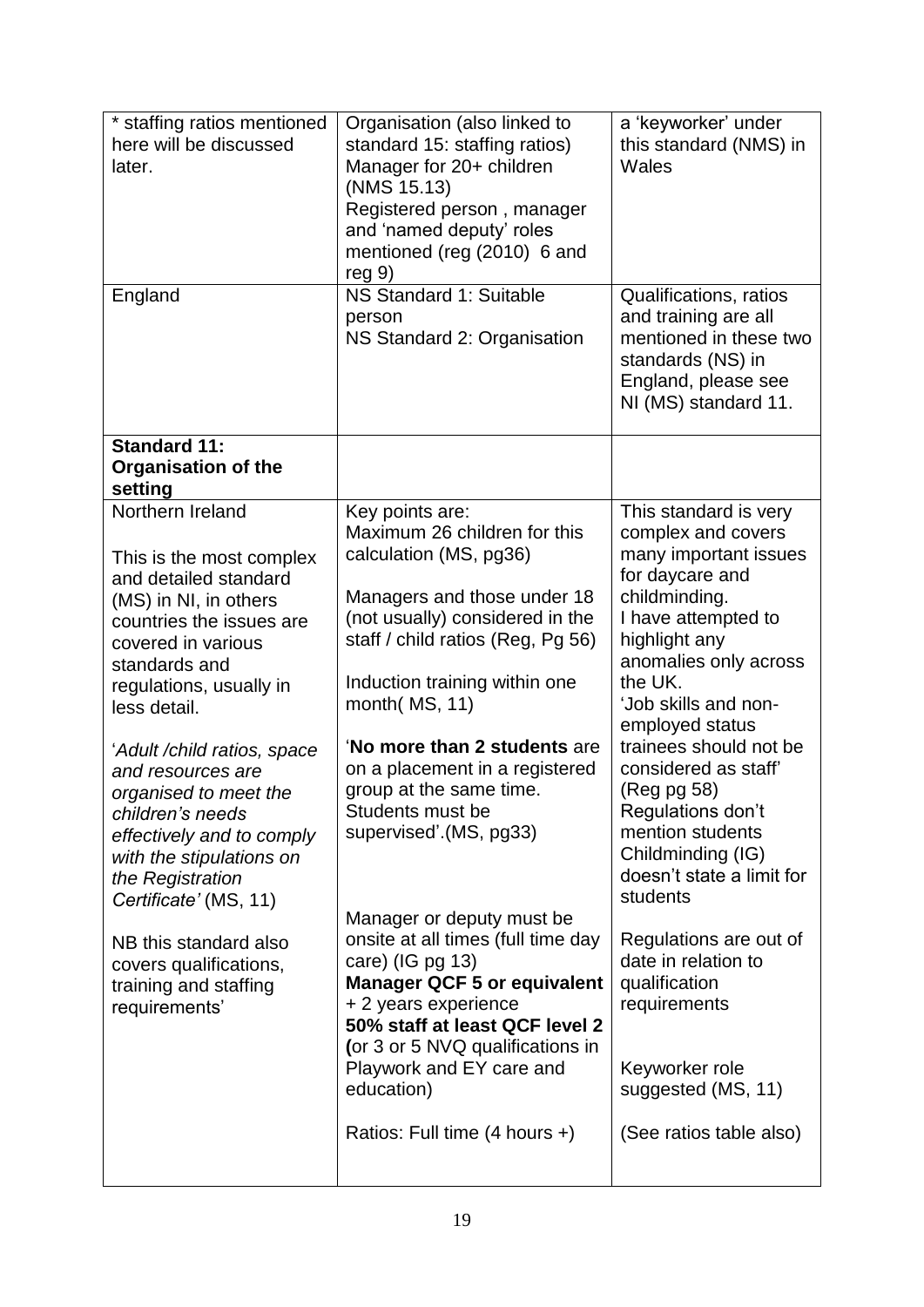| | | |
|---|---|---|
| * staffing ratios mentioned here will be discussed later. | Organisation (also linked to standard 15: staffing ratios)<br>Manager for 20+ children (NMS 15.13)<br>Registered person , manager and 'named deputy' roles mentioned (reg (2010) 6 and reg 9) | a 'keyworker' under this standard (NMS) in Wales |
| England | NS Standard 1: Suitable person<br>NS Standard 2: Organisation | Qualifications, ratios and training are all mentioned in these two standards (NS) in England, please see NI (MS) standard 11. |
| **Standard 11: Organisation of the setting** | | |
| Northern Ireland<br><br>This is the most complex and detailed standard (MS) in NI, in others countries the issues are covered in various standards and regulations, usually in less detail.<br><br>'*Adult /child ratios, space and resources are organised to meet the children's needs effectively and to comply with the stipulations on the Registration Certificate'* (MS, 11)<br><br>NB this standard also covers qualifications, training and staffing requirements' | Key points are:<br>Maximum 26 children for this calculation (MS, pg36)<br><br>Managers and those under 18 (not usually) considered in the staff / child ratios (Reg, Pg 56)<br><br>Induction training within one month( MS, 11)<br><br>'**No more than 2 students** are on a placement in a registered group at the same time. Students must be supervised'.(MS, pg33)<br><br>Manager or deputy must be onsite at all times (full time day care) (IG pg 13)<br>**Manager QCF 5 or equivalent** + 2 years experience<br>**50% staff at least QCF level 2 (**or 3 or 5 NVQ qualifications in Playwork and EY care and education)<br><br>Ratios: Full time (4 hours +) | This standard is very complex and covers many important issues for daycare and childminding.<br>I have attempted to highlight any anomalies only across the UK.<br>'Job skills and non-employed status trainees should not be considered as staff' (Reg pg 58)<br>Regulations don't mention students<br>Childminding (IG) doesn't state a limit for students<br><br>Regulations are out of date in relation to qualification requirements<br><br>Keyworker role suggested (MS, 11)<br><br>(See ratios table also) |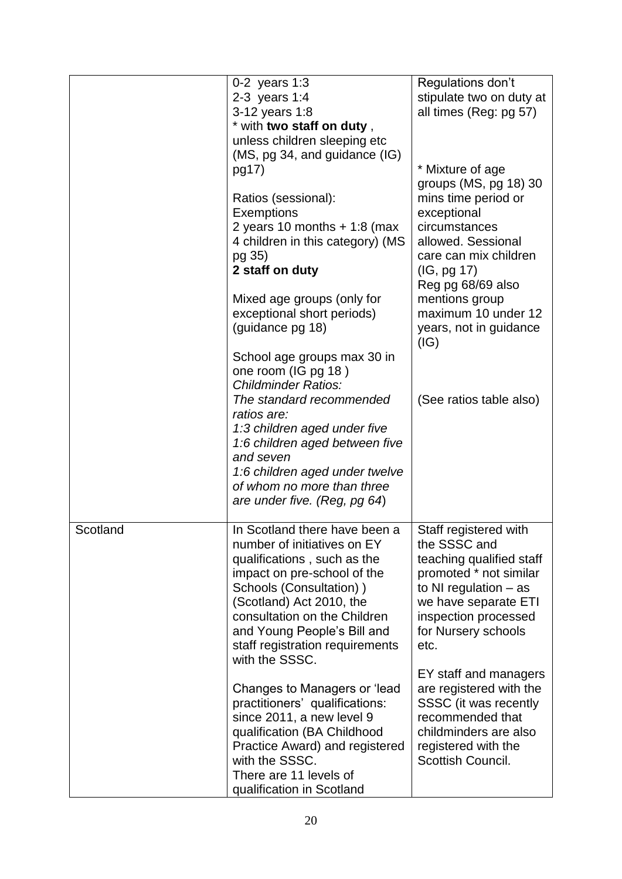| | | |
|---|---|---|
| | 0-2 years 1:3<br>2-3 years 1:4<br>3-12 years 1:8<br>* with **two staff on duty** , unless children sleeping etc (MS, pg 34, and guidance (IG) pg17)<br><br>Ratios (sessional):<br>Exemptions<br>2 years 10 months + 1:8 (max 4 children in this category) (MS pg 35)<br>**2 staff on duty**<br><br>Mixed age groups (only for exceptional short periods) (guidance pg 18)<br><br>School age groups max 30 in one room (IG pg 18 )<br>*Childminder Ratios:*<br>*The standard recommended ratios are:*<br>*1:3 children aged under five*<br>*1:6 children aged between five and seven*<br>*1:6 children aged under twelve of whom no more than three are under five. (Reg, pg 64*) | Regulations don't stipulate two on duty at all times (Reg: pg 57)<br><br>* Mixture of age groups (MS, pg 18) 30 mins time period or exceptional circumstances allowed. Sessional care can mix children (IG, pg 17)<br>Reg pg 68/69 also mentions group maximum 10 under 12 years, not in guidance (IG)<br><br>(See ratios table also) |
| Scotland | In Scotland there have been a number of initiatives on EY qualifications , such as the impact on pre-school of the Schools (Consultation) ) (Scotland) Act 2010, the consultation on the Children and Young People's Bill and staff registration requirements with the SSSC.<br><br>Changes to Managers or 'lead practitioners' qualifications: since 2011, a new level 9 qualification (BA Childhood Practice Award) and registered with the SSSC.<br>There are 11 levels of qualification in Scotland | Staff registered with the SSSC and teaching qualified staff promoted * not similar to NI regulation – as we have separate ETI inspection processed for Nursery schools etc.<br><br>EY staff and managers are registered with the SSSC (it was recently recommended that childminders are also registered with the Scottish Council. |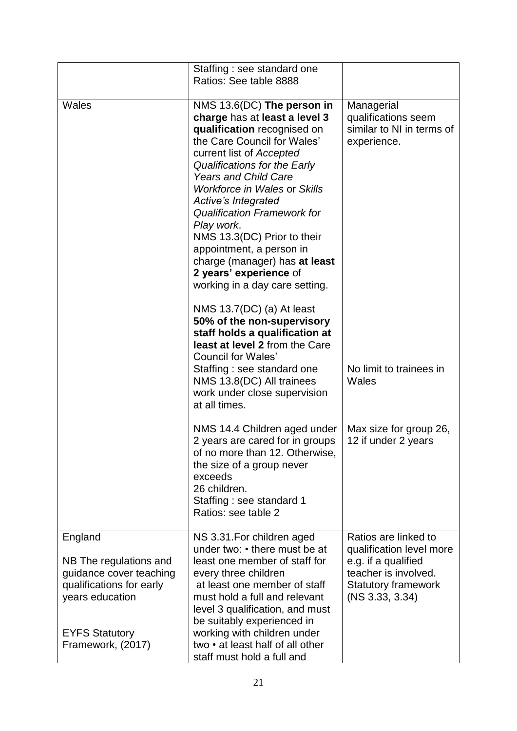| | | |
|---|---|---|
| | Staffing : see standard one<br>Ratios: See table 8888 | |
| Wales | NMS 13.6(DC) **The person in charge** has at **least a level 3 qualification** recognised on the Care Council for Wales' current list of *Accepted Qualifications for the Early Years and Child Care Workforce in Wales* or *Skills Active's Integrated Qualification Framework for Play work*.<br>NMS 13.3(DC) Prior to their appointment, a person in charge (manager) has **at least 2 years' experience** of working in a day care setting.<br><br>NMS 13.7(DC) (a) At least **50% of the non-supervisory staff holds a qualification at least at level 2** from the Care Council for Wales'<br>Staffing : see standard one<br>NMS 13.8(DC) All trainees work under close supervision at all times.<br><br>NMS 14.4 Children aged under 2 years are cared for in groups of no more than 12. Otherwise, the size of a group never exceeds 26 children.<br>Staffing : see standard 1<br>Ratios: see table 2 | Managerial qualifications seem similar to NI in terms of experience.<br><br>No limit to trainees in Wales<br><br>Max size for group 26, 12 if under 2 years |
| England<br><br>NB The regulations and guidance cover teaching qualifications for early years education<br><br>EYFS Statutory Framework, (2017) | NS 3.31.For children aged under two: • there must be at least one member of staff for every three children<br>at least one member of staff must hold a full and relevant level 3 qualification, and must be suitably experienced in working with children under two • at least half of all other staff must hold a full and | Ratios are linked to qualification level more e.g. if a qualified teacher is involved. Statutory framework (NS 3.33, 3.34) |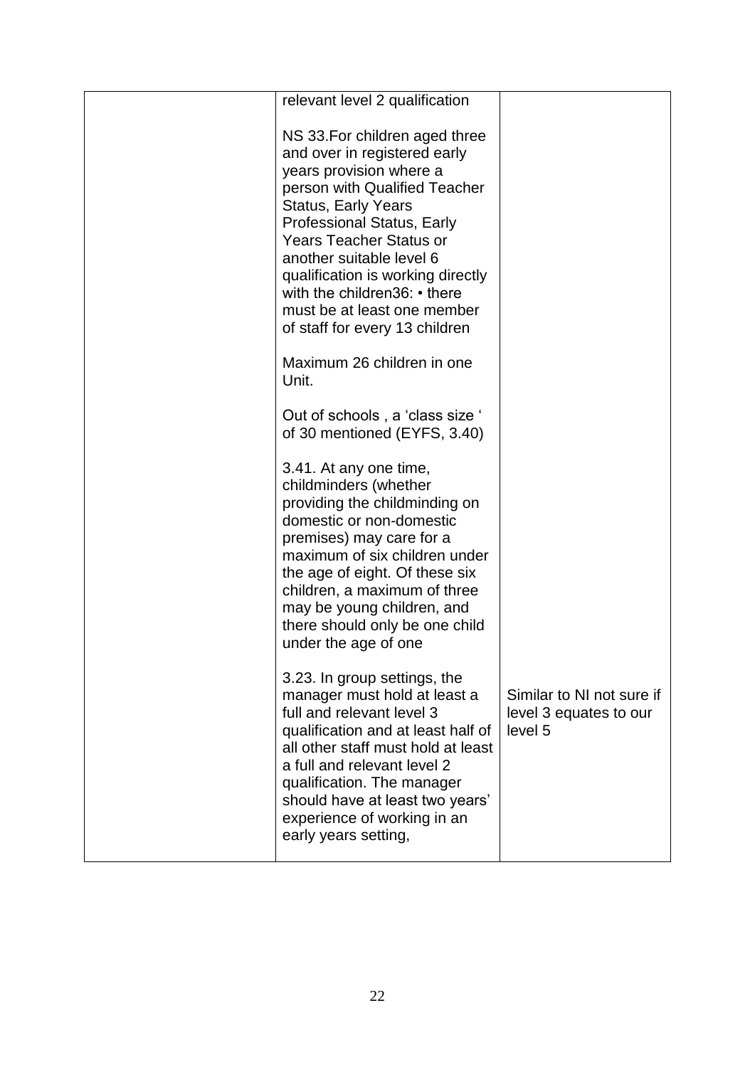| | | |
|---|---|---|
| | relevant level 2 qualification<br><br>NS 33.For children aged three and over in registered early years provision where a person with Qualified Teacher Status, Early Years Professional Status, Early Years Teacher Status or another suitable level 6 qualification is working directly with the children36: • there must be at least one member of staff for every 13 children<br><br>Maximum 26 children in one Unit.<br><br>Out of schools , a 'class size ' of 30 mentioned (EYFS, 3.40)<br><br>3.41. At any one time, childminders (whether providing the childminding on domestic or non-domestic premises) may care for a maximum of six children under the age of eight. Of these six children, a maximum of three may be young children, and there should only be one child under the age of one<br><br>3.23. In group settings, the manager must hold at least a full and relevant level 3 qualification and at least half of all other staff must hold at least a full and relevant level 2 qualification. The manager should have at least two years' experience of working in an early years setting, | Similar to NI not sure if level 3 equates to our level 5 |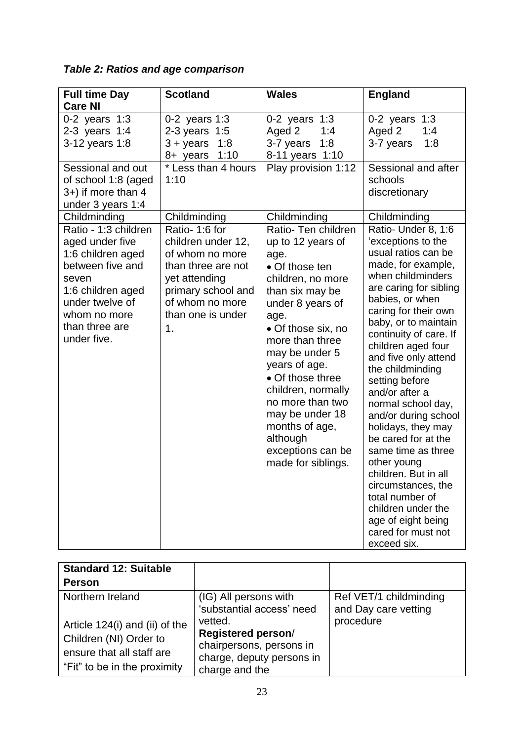*Table 2: Ratios and age comparison*

| Full time Day Care NI | Scotland | Wales | England |
|---|---|---|---|
| 0-2 years 1:3<br>2-3 years 1:4<br>3-12 years 1:8 | 0-2 years 1:3<br>2-3 years 1:5<br>3 + years 1:8<br>8+ years 1:10 | 0-2 years 1:3<br>Aged 2 1:4<br>3-7 years 1:8<br>8-11 years 1:10 | 0-2 years 1:3<br>Aged 2 1:4<br>3-7 years 1:8 |
| Sessional and out of school 1:8 (aged 3+) if more than 4 under 3 years 1:4 | * Less than 4 hours 1:10 | Play provision 1:12 | Sessional and after schools discretionary |
| Childminding | Childminding | Childminding | Childminding |
| Ratio - 1:3 children aged under five<br>1:6 children aged between five and seven<br>1:6 children aged under twelve of whom no more than three are under five. | Ratio- 1:6 for children under 12, of whom no more than three are not yet attending primary school and of whom no more than one is under 1. | Ratio- Ten children up to 12 years of age.<br>• Of those ten children, no more than six may be under 8 years of age.<br>• Of those six, no more than three may be under 5 years of age.<br>• Of those three children, normally no more than two may be under 18 months of age, although exceptions can be made for siblings. | Ratio- Under 8, 1:6 'exceptions to the usual ratios can be made, for example, when childminders are caring for sibling babies, or when caring for their own baby, or to maintain continuity of care. If children aged four and five only attend the childminding setting before and/or after a normal school day, and/or during school holidays, they may be cared for at the same time as three other young children. But in all circumstances, the total number of children under the age of eight being cared for must not exceed six. |

| Standard 12: Suitable Person | | |
|---|---|---|
| Northern Ireland<br><br>Article 124(i) and (ii) of the Children (NI) Order to ensure that all staff are "Fit" to be in the proximity | (IG) All persons with 'substantial access' need vetted.<br>**Registered person**/ chairpersons, persons in charge, deputy persons in charge and the | Ref VET/1 childminding and Day care vetting procedure |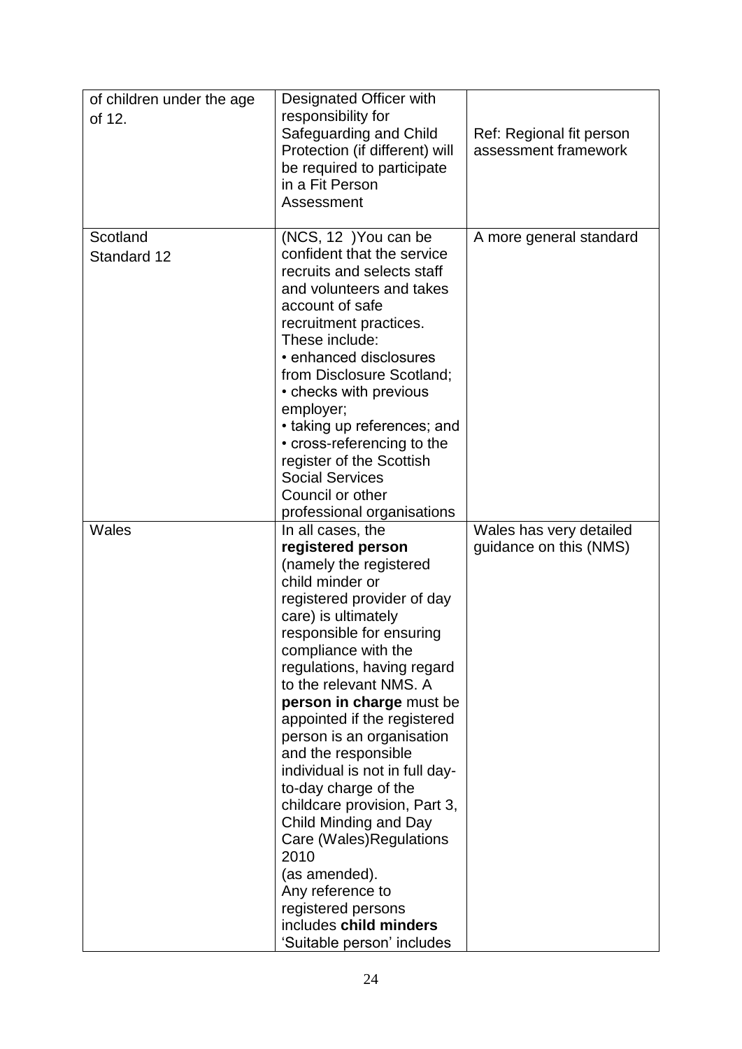| | | |
|---|---|---|
| of children under the age of 12. | Designated Officer with responsibility for Safeguarding and Child Protection (if different) will be required to participate in a Fit Person Assessment | Ref: Regional fit person assessment framework |
| Scotland<br>Standard 12 | (NCS, 12 )You can be confident that the service recruits and selects staff and volunteers and takes account of safe recruitment practices. These include:<br>• enhanced disclosures from Disclosure Scotland;<br>• checks with previous employer;<br>• taking up references; and<br>• cross-referencing to the register of the Scottish Social Services Council or other professional organisations | A more general standard |
| Wales | In all cases, the **registered person** (namely the registered child minder or registered provider of day care) is ultimately responsible for ensuring compliance with the regulations, having regard to the relevant NMS. A **person in charge** must be appointed if the registered person is an organisation and the responsible individual is not in full day-to-day charge of the childcare provision, Part 3, Child Minding and Day Care (Wales)Regulations 2010<br>(as amended).<br>Any reference to registered persons includes **child minders**<br>'Suitable person' includes | Wales has very detailed guidance on this (NMS) |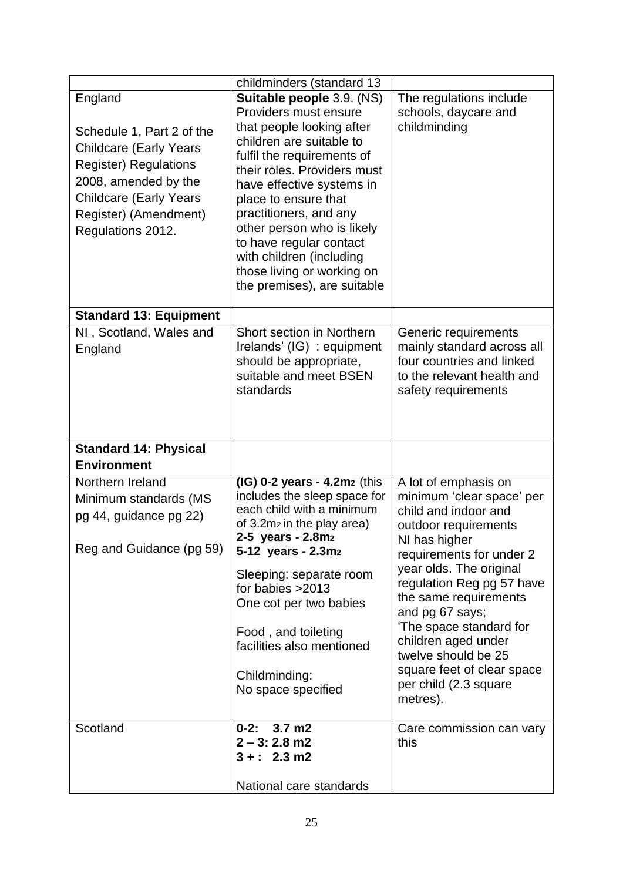|  | childminders (standard 13 |  |
|---|---|---|
| England<br><br>Schedule 1, Part 2 of the Childcare (Early Years Register) Regulations 2008, amended by the Childcare (Early Years Register) (Amendment) Regulations 2012. | **Suitable people** 3.9. (NS) Providers must ensure that people looking after children are suitable to fulfil the requirements of their roles. Providers must have effective systems in place to ensure that practitioners, and any other person who is likely to have regular contact with children (including those living or working on the premises), are suitable | The regulations include schools, daycare and childminding |
| **Standard 13: Equipment** |  |  |
| NI , Scotland, Wales and England | Short section in Northern Irelands' (IG) : equipment should be appropriate, suitable and meet BSEN standards | Generic requirements mainly standard across all four countries and linked to the relevant health and safety requirements |
| **Standard 14: Physical Environment** |  |  |
| Northern Ireland Minimum standards (MS pg 44, guidance pg 22)<br><br>Reg and Guidance (pg 59) | **(IG) 0-2 years - 4.2m2** (this includes the sleep space for each child with a minimum of 3.2m2 in the play area)<br>**2-5 years - 2.8m2**<br>**5-12 years - 2.3m2**<br><br>Sleeping: separate room for babies >2013<br>One cot per two babies<br><br>Food , and toileting facilities also mentioned<br><br>Childminding:<br>No space specified | A lot of emphasis on minimum 'clear space' per child and indoor and outdoor requirements<br>NI has higher requirements for under 2 year olds. The original regulation Reg pg 57 have the same requirements and pg 67 says;<br>'The space standard for children aged under twelve should be 25 square feet of clear space per child (2.3 square metres). |
| Scotland | **0-2: 3.7 m2**<br>**2 – 3: 2.8 m2**<br>**3 + : 2.3 m2**<br><br>National care standards | Care commission can vary this |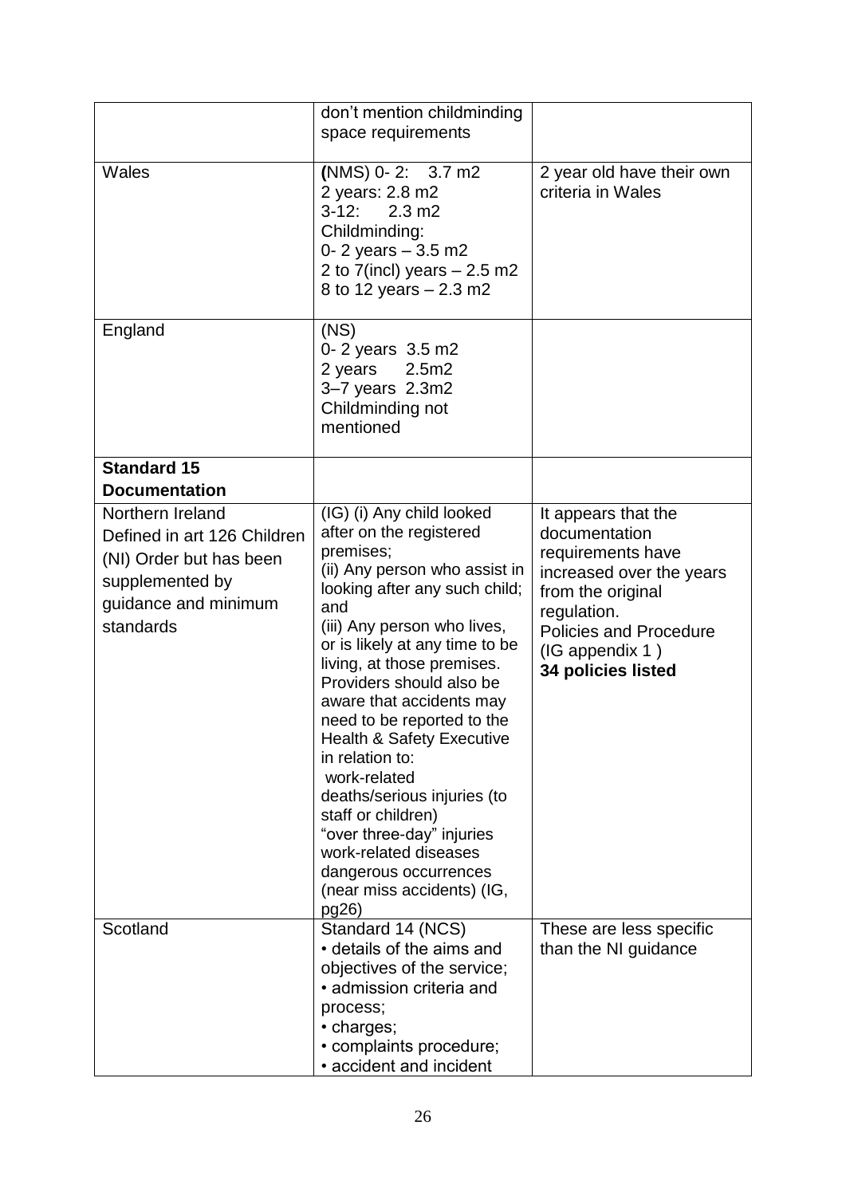| | | |
|---|---|---|
| | don't mention childminding space requirements | |
| Wales | (NMS) 0- 2: 3.7 m2<br>2 years: 2.8 m2<br>3-12: 2.3 m2<br>Childminding:<br>0- 2 years – 3.5 m2<br>2 to 7(incl) years – 2.5 m2<br>8 to 12 years – 2.3 m2 | 2 year old have their own criteria in Wales |
| England | (NS)<br>0- 2 years 3.5 m2<br>2 years 2.5m2<br>3–7 years 2.3m2<br>Childminding not mentioned | |
| **Standard 15 Documentation** | | |
| Northern Ireland<br>Defined in art 126 Children (NI) Order but has been supplemented by guidance and minimum standards | (IG) (i) Any child looked after on the registered premises;<br>(ii) Any person who assist in looking after any such child; and<br>(iii) Any person who lives, or is likely at any time to be living, at those premises.<br>Providers should also be aware that accidents may need to be reported to the Health & Safety Executive in relation to:<br>work-related deaths/serious injuries (to staff or children)<br>"over three-day" injuries<br>work-related diseases<br>dangerous occurrences (near miss accidents) (IG, pg26) | It appears that the documentation requirements have increased over the years from the original regulation.<br>Policies and Procedure (IG appendix 1 )<br>**34 policies listed** |
| Scotland | Standard 14 (NCS)<br>• details of the aims and objectives of the service;<br>• admission criteria and process;<br>• charges;<br>• complaints procedure;<br>• accident and incident | These are less specific than the NI guidance |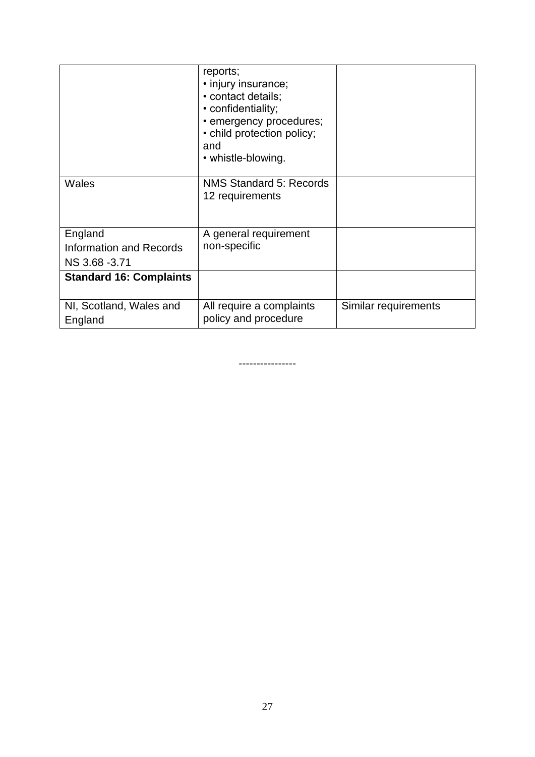| | | |
|---|---|---|
| | reports;<br>• injury insurance;<br>• contact details;<br>• confidentiality;<br>• emergency procedures;<br>• child protection policy; and<br>• whistle-blowing. | |
| Wales | NMS Standard 5: Records 12 requirements | |
| England<br>Information and Records<br>NS 3.68 -3.71 | A general requirement non-specific | |
| **Standard 16: Complaints** | | |
| NI, Scotland, Wales and England | All require a complaints policy and procedure | Similar requirements |

----------------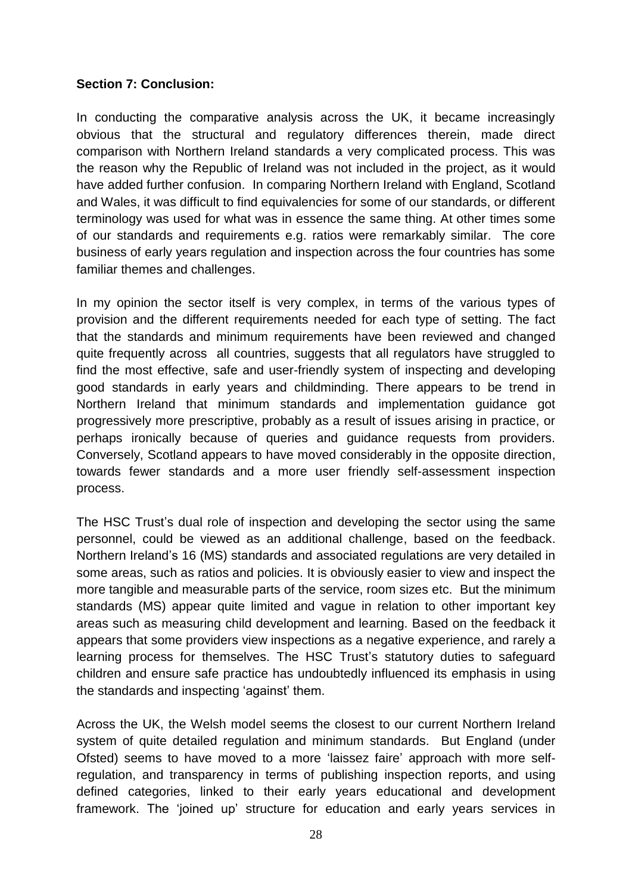**Section 7: Conclusion:**

In conducting the comparative analysis across the UK, it became increasingly obvious that the structural and regulatory differences therein, made direct comparison with Northern Ireland standards a very complicated process. This was the reason why the Republic of Ireland was not included in the project, as it would have added further confusion. In comparing Northern Ireland with England, Scotland and Wales, it was difficult to find equivalencies for some of our standards, or different terminology was used for what was in essence the same thing. At other times some of our standards and requirements e.g. ratios were remarkably similar. The core business of early years regulation and inspection across the four countries has some familiar themes and challenges.

In my opinion the sector itself is very complex, in terms of the various types of provision and the different requirements needed for each type of setting. The fact that the standards and minimum requirements have been reviewed and changed quite frequently across all countries, suggests that all regulators have struggled to find the most effective, safe and user-friendly system of inspecting and developing good standards in early years and childminding. There appears to be trend in Northern Ireland that minimum standards and implementation guidance got progressively more prescriptive, probably as a result of issues arising in practice, or perhaps ironically because of queries and guidance requests from providers. Conversely, Scotland appears to have moved considerably in the opposite direction, towards fewer standards and a more user friendly self-assessment inspection process.

The HSC Trust's dual role of inspection and developing the sector using the same personnel, could be viewed as an additional challenge, based on the feedback. Northern Ireland's 16 (MS) standards and associated regulations are very detailed in some areas, such as ratios and policies. It is obviously easier to view and inspect the more tangible and measurable parts of the service, room sizes etc. But the minimum standards (MS) appear quite limited and vague in relation to other important key areas such as measuring child development and learning. Based on the feedback it appears that some providers view inspections as a negative experience, and rarely a learning process for themselves. The HSC Trust's statutory duties to safeguard children and ensure safe practice has undoubtedly influenced its emphasis in using the standards and inspecting 'against' them.

Across the UK, the Welsh model seems the closest to our current Northern Ireland system of quite detailed regulation and minimum standards. But England (under Ofsted) seems to have moved to a more 'laissez faire' approach with more self-regulation, and transparency in terms of publishing inspection reports, and using defined categories, linked to their early years educational and development framework. The 'joined up' structure for education and early years services in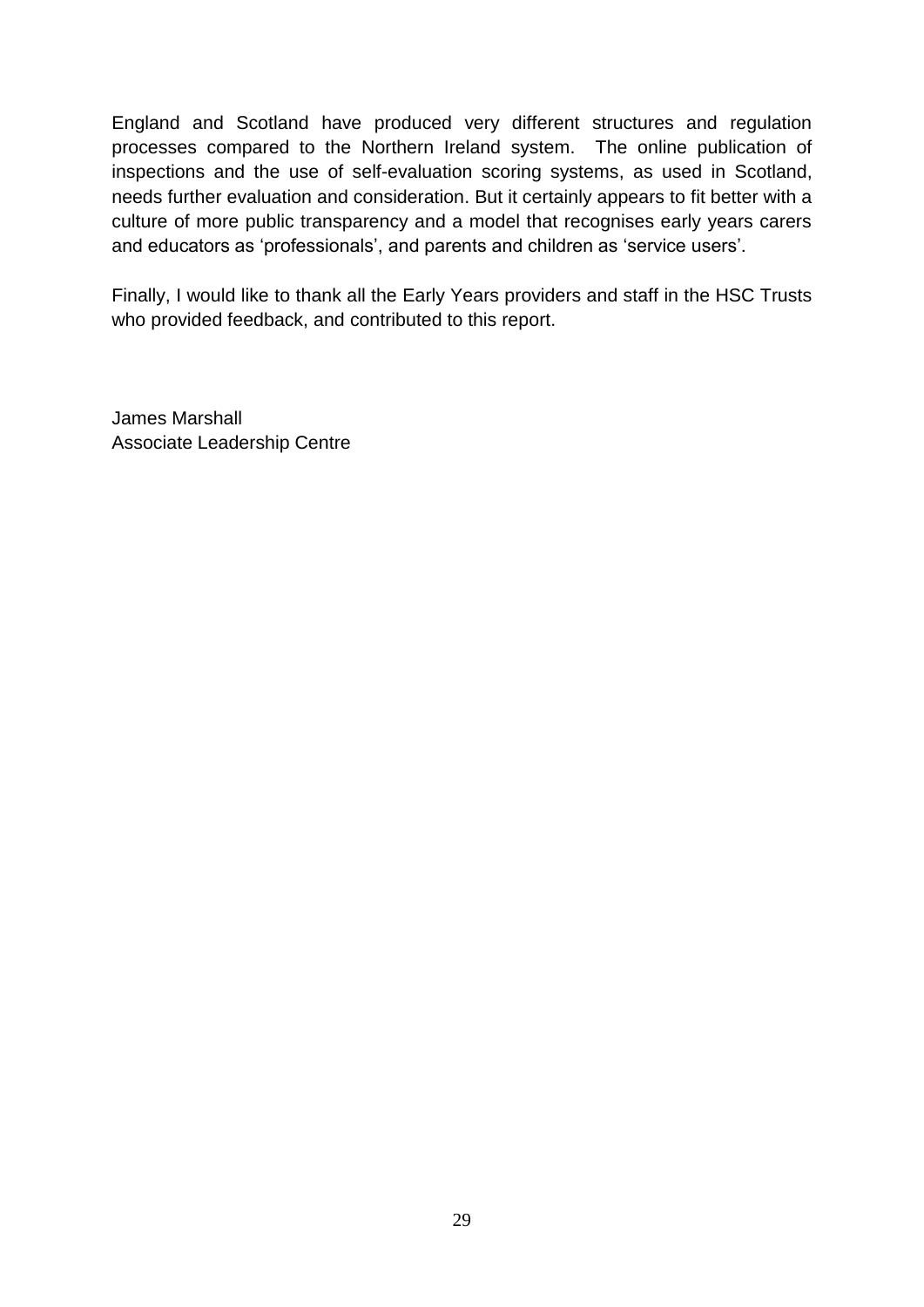England and Scotland have produced very different structures and regulation processes compared to the Northern Ireland system. The online publication of inspections and the use of self-evaluation scoring systems, as used in Scotland, needs further evaluation and consideration. But it certainly appears to fit better with a culture of more public transparency and a model that recognises early years carers and educators as 'professionals', and parents and children as 'service users'.

Finally, I would like to thank all the Early Years providers and staff in the HSC Trusts who provided feedback, and contributed to this report.

James Marshall
Associate Leadership Centre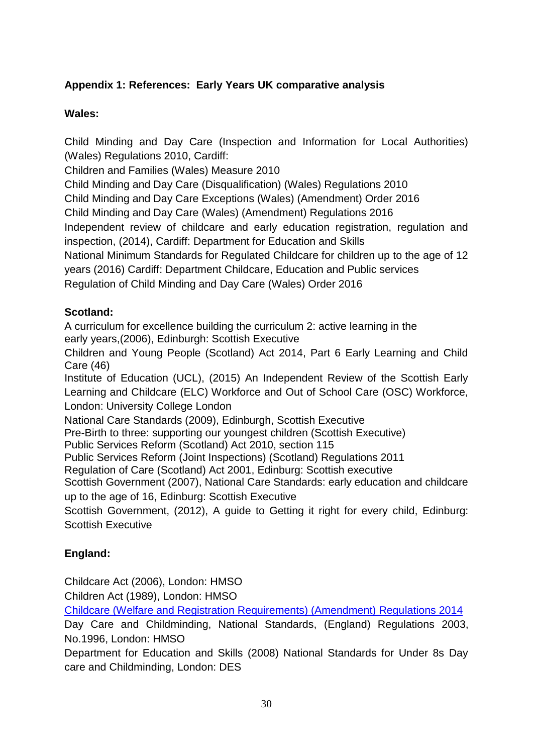**Appendix 1: References: Early Years UK comparative analysis**

**Wales:**

Child Minding and Day Care (Inspection and Information for Local Authorities) (Wales) Regulations 2010, Cardiff:

Children and Families (Wales) Measure 2010

Child Minding and Day Care (Disqualification) (Wales) Regulations 2010

Child Minding and Day Care Exceptions (Wales) (Amendment) Order 2016

Child Minding and Day Care (Wales) (Amendment) Regulations 2016

Independent review of childcare and early education registration, regulation and inspection, (2014), Cardiff: Department for Education and Skills

National Minimum Standards for Regulated Childcare for children up to the age of 12 years (2016) Cardiff: Department Childcare, Education and Public services

Regulation of Child Minding and Day Care (Wales) Order 2016

**Scotland:**

A curriculum for excellence building the curriculum 2: active learning in the early years,(2006), Edinburgh: Scottish Executive

Children and Young People (Scotland) Act 2014, Part 6 Early Learning and Child Care (46)

Institute of Education (UCL), (2015) An Independent Review of the Scottish Early Learning and Childcare (ELC) Workforce and Out of School Care (OSC) Workforce, London: University College London

National Care Standards (2009), Edinburgh, Scottish Executive

Pre-Birth to three: supporting our youngest children (Scottish Executive)

Public Services Reform (Scotland) Act 2010, section 115

Public Services Reform (Joint Inspections) (Scotland) Regulations 2011

Regulation of Care (Scotland) Act 2001, Edinburg: Scottish executive

Scottish Government (2007), National Care Standards: early education and childcare up to the age of 16, Edinburg: Scottish Executive

Scottish Government, (2012), A guide to Getting it right for every child, Edinburg: Scottish Executive

**England:**

Childcare Act (2006), London: HMSO

Children Act (1989), London: HMSO

Childcare (Welfare and Registration Requirements) (Amendment) Regulations 2014

Day Care and Childminding, National Standards, (England) Regulations 2003, No.1996, London: HMSO

Department for Education and Skills (2008) National Standards for Under 8s Day care and Childminding, London: DES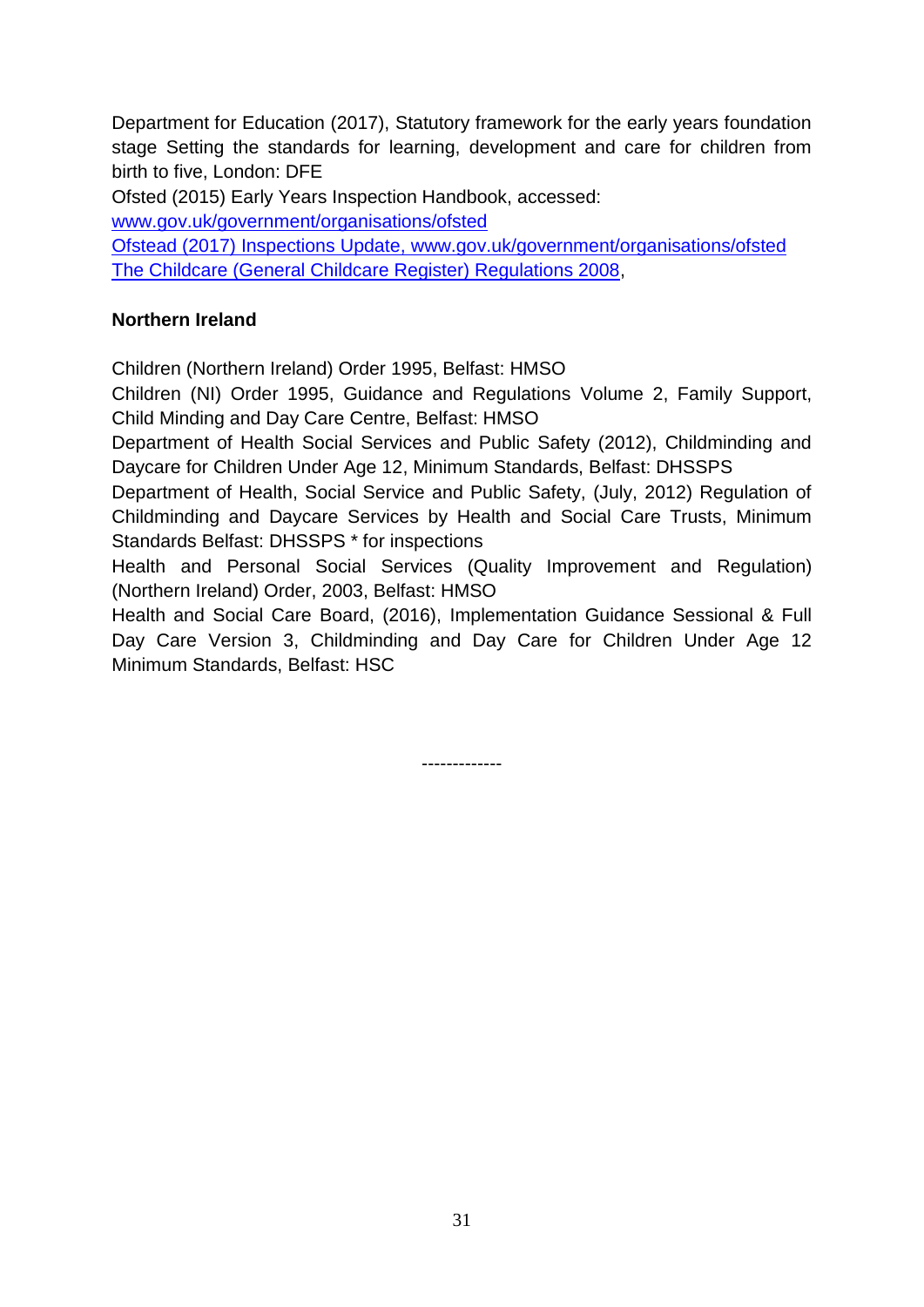Department for Education (2017), Statutory framework for the early years foundation stage Setting the standards for learning, development and care for children from birth to five, London: DFE

Ofsted (2015) Early Years Inspection Handbook, accessed: www.gov.uk/government/organisations/ofsted

Ofstead (2017) Inspections Update, www.gov.uk/government/organisations/ofsted

The Childcare (General Childcare Register) Regulations 2008,

**Northern Ireland**

Children (Northern Ireland) Order 1995, Belfast: HMSO

Children (NI) Order 1995, Guidance and Regulations Volume 2, Family Support, Child Minding and Day Care Centre, Belfast: HMSO

Department of Health Social Services and Public Safety (2012), Childminding and Daycare for Children Under Age 12, Minimum Standards, Belfast: DHSSPS

Department of Health, Social Service and Public Safety, (July, 2012) Regulation of Childminding and Daycare Services by Health and Social Care Trusts, Minimum Standards Belfast: DHSSPS * for inspections

Health and Personal Social Services (Quality Improvement and Regulation) (Northern Ireland) Order, 2003, Belfast: HMSO

Health and Social Care Board, (2016), Implementation Guidance Sessional & Full Day Care Version 3, Childminding and Day Care for Children Under Age 12 Minimum Standards, Belfast: HSC

-------------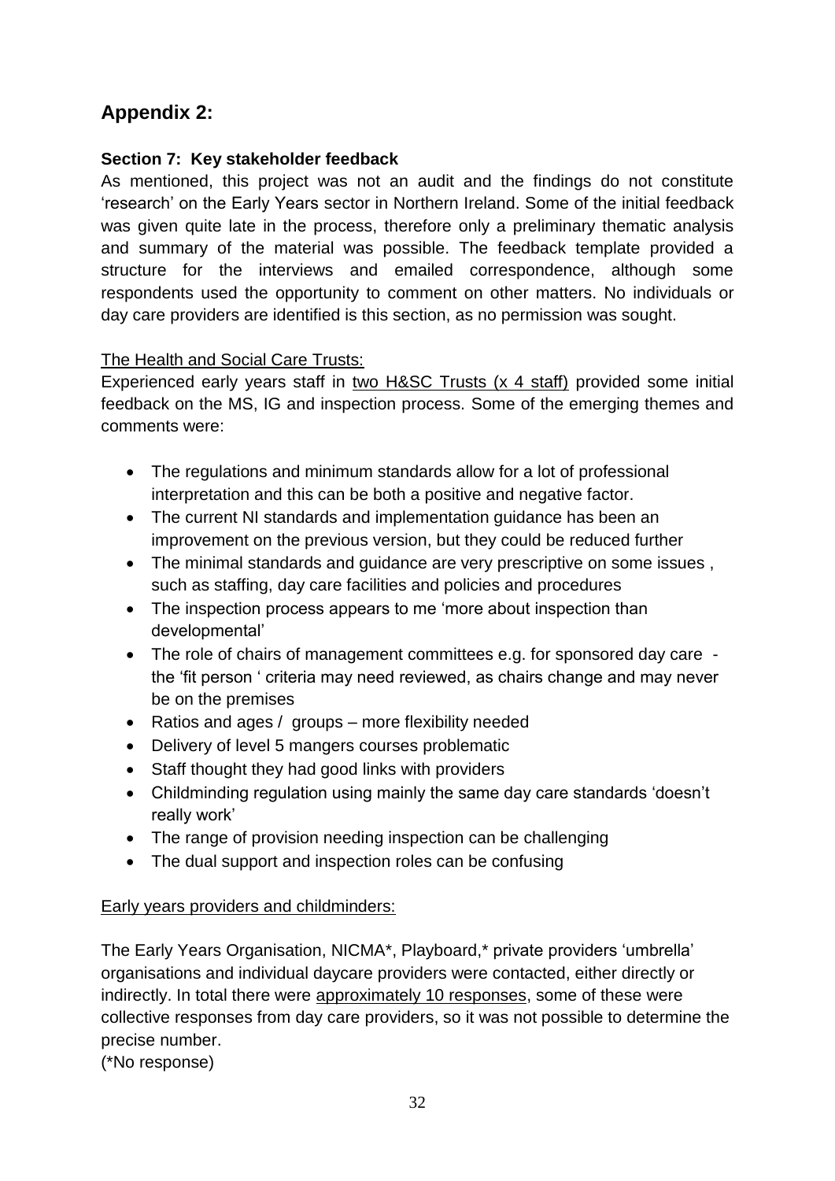## Appendix 2:

**Section 7: Key stakeholder feedback**

As mentioned, this project was not an audit and the findings do not constitute 'research' on the Early Years sector in Northern Ireland. Some of the initial feedback was given quite late in the process, therefore only a preliminary thematic analysis and summary of the material was possible. The feedback template provided a structure for the interviews and emailed correspondence, although some respondents used the opportunity to comment on other matters. No individuals or day care providers are identified is this section, as no permission was sought.

<u>The Health and Social Care Trusts:</u>

Experienced early years staff in <u>two H&SC Trusts (x 4 staff)</u> provided some initial feedback on the MS, IG and inspection process. Some of the emerging themes and comments were:

- The regulations and minimum standards allow for a lot of professional interpretation and this can be both a positive and negative factor.
- The current NI standards and implementation guidance has been an improvement on the previous version, but they could be reduced further
- The minimal standards and guidance are very prescriptive on some issues , such as staffing, day care facilities and policies and procedures
- The inspection process appears to me 'more about inspection than developmental'
- The role of chairs of management committees e.g. for sponsored day care - the 'fit person ' criteria may need reviewed, as chairs change and may never be on the premises
- Ratios and ages / groups – more flexibility needed
- Delivery of level 5 mangers courses problematic
- Staff thought they had good links with providers
- Childminding regulation using mainly the same day care standards 'doesn't really work'
- The range of provision needing inspection can be challenging
- The dual support and inspection roles can be confusing

<u>Early years providers and childminders:</u>

The Early Years Organisation, NICMA*, Playboard,* private providers 'umbrella' organisations and individual daycare providers were contacted, either directly or indirectly. In total there were <u>approximately 10 responses</u>, some of these were collective responses from day care providers, so it was not possible to determine the precise number.

(*No response)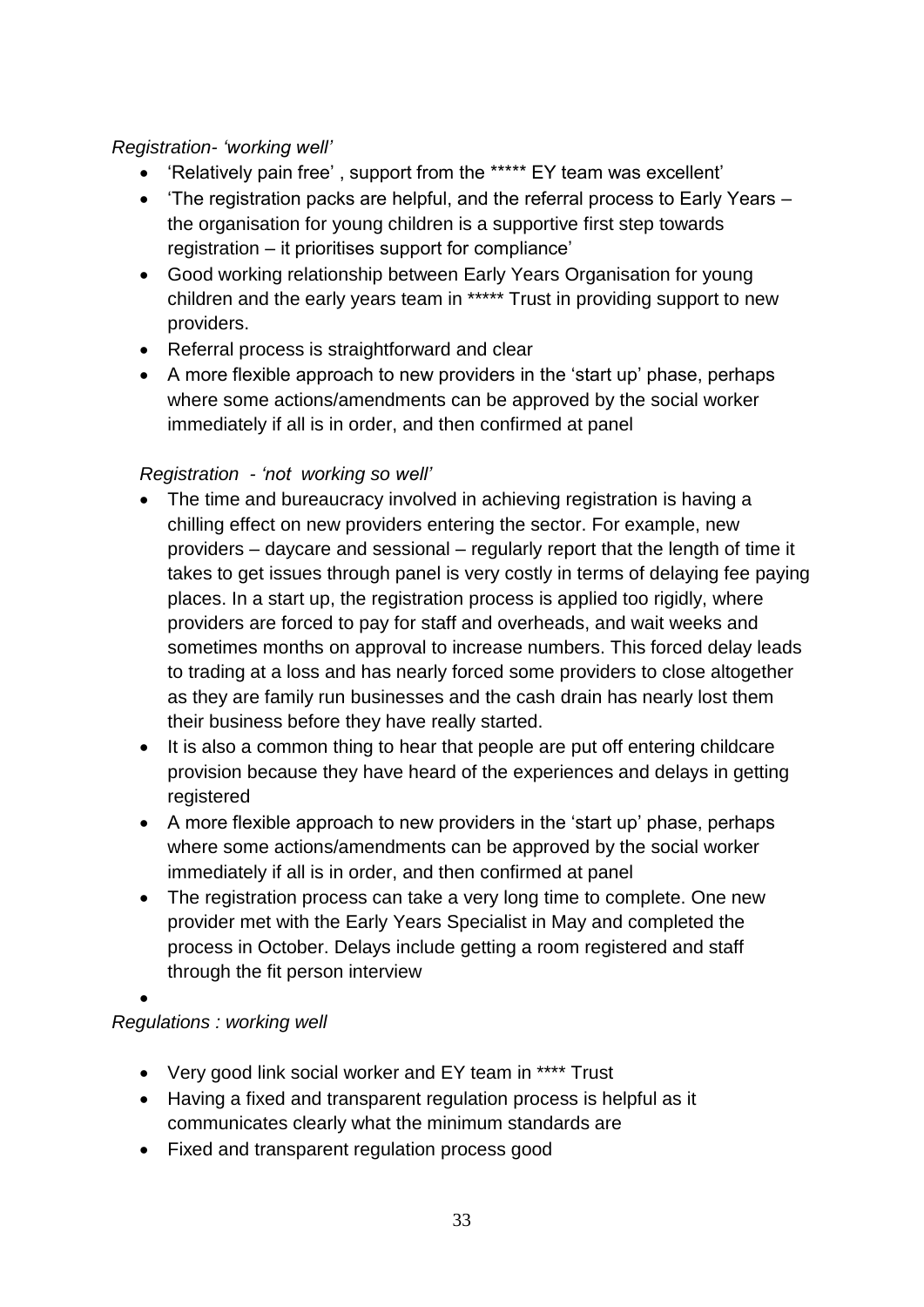*Registration- 'working well'*

- 'Relatively pain free' , support from the ***** EY team was excellent'
- 'The registration packs are helpful, and the referral process to Early Years – the organisation for young children is a supportive first step towards registration – it prioritises support for compliance'
- Good working relationship between Early Years Organisation for young children and the early years team in ***** Trust in providing support to new providers.
- Referral process is straightforward and clear
- A more flexible approach to new providers in the 'start up' phase, perhaps where some actions/amendments can be approved by the social worker immediately if all is in order, and then confirmed at panel

*Registration - 'not working so well'*

- The time and bureaucracy involved in achieving registration is having a chilling effect on new providers entering the sector. For example, new providers – daycare and sessional – regularly report that the length of time it takes to get issues through panel is very costly in terms of delaying fee paying places. In a start up, the registration process is applied too rigidly, where providers are forced to pay for staff and overheads, and wait weeks and sometimes months on approval to increase numbers. This forced delay leads to trading at a loss and has nearly forced some providers to close altogether as they are family run businesses and the cash drain has nearly lost them their business before they have really started.
- It is also a common thing to hear that people are put off entering childcare provision because they have heard of the experiences and delays in getting registered
- A more flexible approach to new providers in the 'start up' phase, perhaps where some actions/amendments can be approved by the social worker immediately if all is in order, and then confirmed at panel
- The registration process can take a very long time to complete. One new provider met with the Early Years Specialist in May and completed the process in October. Delays include getting a room registered and staff through the fit person interview

*Regulations : working well*

- Very good link social worker and EY team in **** Trust
- Having a fixed and transparent regulation process is helpful as it communicates clearly what the minimum standards are
- Fixed and transparent regulation process good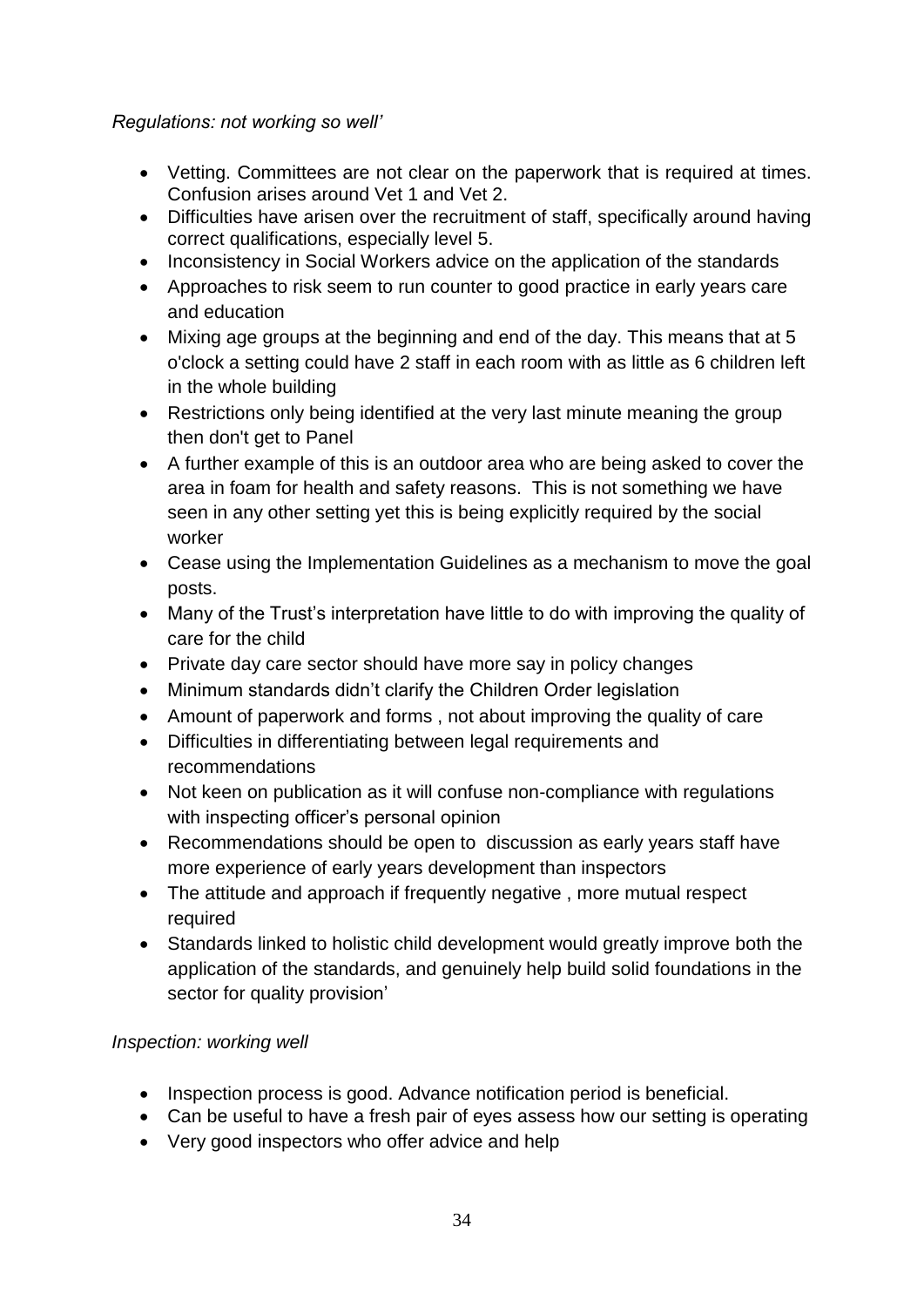*Regulations: not working so well'*

- Vetting. Committees are not clear on the paperwork that is required at times. Confusion arises around Vet 1 and Vet 2.
- Difficulties have arisen over the recruitment of staff, specifically around having correct qualifications, especially level 5.
- Inconsistency in Social Workers advice on the application of the standards
- Approaches to risk seem to run counter to good practice in early years care and education
- Mixing age groups at the beginning and end of the day. This means that at 5 o'clock a setting could have 2 staff in each room with as little as 6 children left in the whole building
- Restrictions only being identified at the very last minute meaning the group then don't get to Panel
- A further example of this is an outdoor area who are being asked to cover the area in foam for health and safety reasons. This is not something we have seen in any other setting yet this is being explicitly required by the social worker
- Cease using the Implementation Guidelines as a mechanism to move the goal posts.
- Many of the Trust's interpretation have little to do with improving the quality of care for the child
- Private day care sector should have more say in policy changes
- Minimum standards didn't clarify the Children Order legislation
- Amount of paperwork and forms , not about improving the quality of care
- Difficulties in differentiating between legal requirements and recommendations
- Not keen on publication as it will confuse non-compliance with regulations with inspecting officer's personal opinion
- Recommendations should be open to discussion as early years staff have more experience of early years development than inspectors
- The attitude and approach if frequently negative , more mutual respect required
- Standards linked to holistic child development would greatly improve both the application of the standards, and genuinely help build solid foundations in the sector for quality provision'

*Inspection: working well*

- Inspection process is good. Advance notification period is beneficial.
- Can be useful to have a fresh pair of eyes assess how our setting is operating
- Very good inspectors who offer advice and help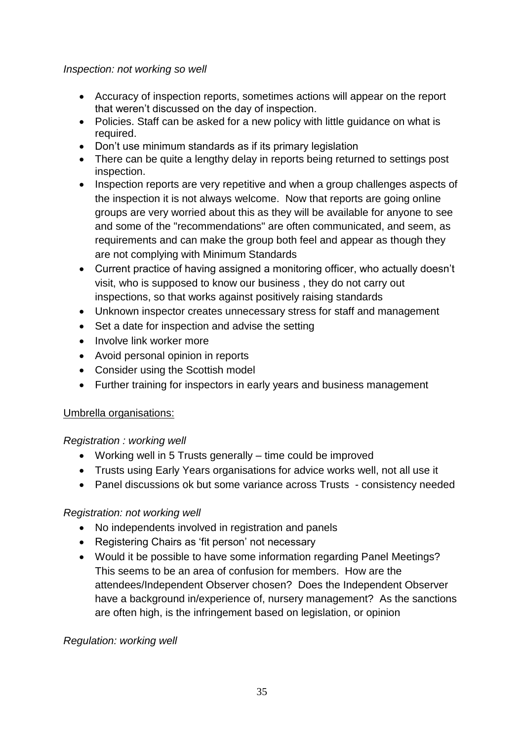*Inspection: not working so well*

- Accuracy of inspection reports, sometimes actions will appear on the report that weren't discussed on the day of inspection.
- Policies. Staff can be asked for a new policy with little guidance on what is required.
- Don't use minimum standards as if its primary legislation
- There can be quite a lengthy delay in reports being returned to settings post inspection.
- Inspection reports are very repetitive and when a group challenges aspects of the inspection it is not always welcome. Now that reports are going online groups are very worried about this as they will be available for anyone to see and some of the "recommendations" are often communicated, and seem, as requirements and can make the group both feel and appear as though they are not complying with Minimum Standards
- Current practice of having assigned a monitoring officer, who actually doesn't visit, who is supposed to know our business , they do not carry out inspections, so that works against positively raising standards
- Unknown inspector creates unnecessary stress for staff and management
- Set a date for inspection and advise the setting
- Involve link worker more
- Avoid personal opinion in reports
- Consider using the Scottish model
- Further training for inspectors in early years and business management

<u>Umbrella organisations:</u>

*Registration : working well*

- Working well in 5 Trusts generally – time could be improved
- Trusts using Early Years organisations for advice works well, not all use it
- Panel discussions ok but some variance across Trusts - consistency needed

*Registration: not working well*

- No independents involved in registration and panels
- Registering Chairs as 'fit person' not necessary
- Would it be possible to have some information regarding Panel Meetings? This seems to be an area of confusion for members. How are the attendees/Independent Observer chosen? Does the Independent Observer have a background in/experience of, nursery management? As the sanctions are often high, is the infringement based on legislation, or opinion

*Regulation: working well*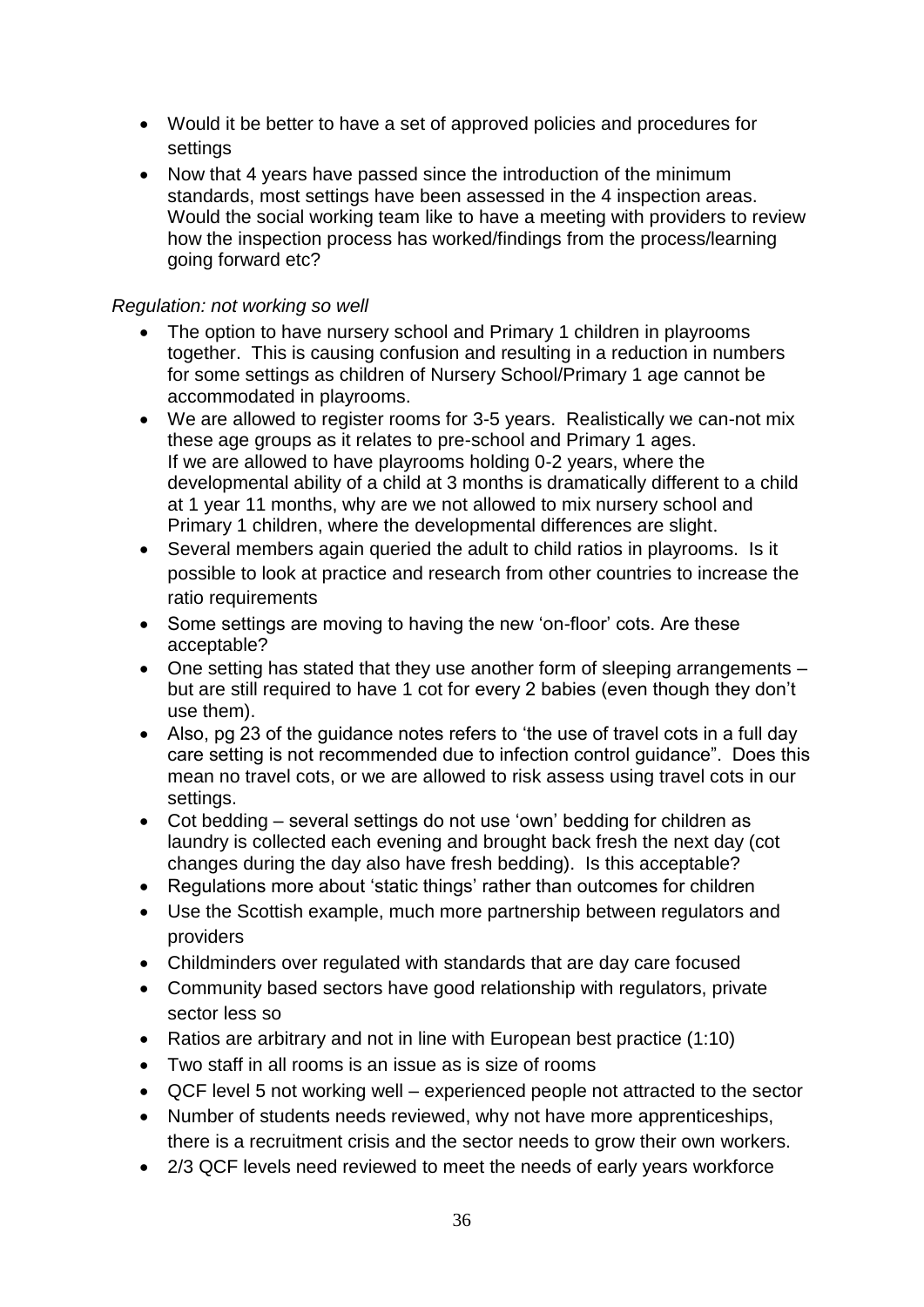- Would it be better to have a set of approved policies and procedures for settings
- Now that 4 years have passed since the introduction of the minimum standards, most settings have been assessed in the 4 inspection areas. Would the social working team like to have a meeting with providers to review how the inspection process has worked/findings from the process/learning going forward etc?

*Regulation: not working so well*

- The option to have nursery school and Primary 1 children in playrooms together. This is causing confusion and resulting in a reduction in numbers for some settings as children of Nursery School/Primary 1 age cannot be accommodated in playrooms.
- We are allowed to register rooms for 3-5 years. Realistically we can-not mix these age groups as it relates to pre-school and Primary 1 ages. If we are allowed to have playrooms holding 0-2 years, where the developmental ability of a child at 3 months is dramatically different to a child at 1 year 11 months, why are we not allowed to mix nursery school and Primary 1 children, where the developmental differences are slight.
- Several members again queried the adult to child ratios in playrooms. Is it possible to look at practice and research from other countries to increase the ratio requirements
- Some settings are moving to having the new 'on-floor' cots. Are these acceptable?
- One setting has stated that they use another form of sleeping arrangements – but are still required to have 1 cot for every 2 babies (even though they don't use them).
- Also, pg 23 of the guidance notes refers to 'the use of travel cots in a full day care setting is not recommended due to infection control guidance". Does this mean no travel cots, or we are allowed to risk assess using travel cots in our settings.
- Cot bedding – several settings do not use 'own' bedding for children as laundry is collected each evening and brought back fresh the next day (cot changes during the day also have fresh bedding). Is this acceptable?
- Regulations more about 'static things' rather than outcomes for children
- Use the Scottish example, much more partnership between regulators and providers
- Childminders over regulated with standards that are day care focused
- Community based sectors have good relationship with regulators, private sector less so
- Ratios are arbitrary and not in line with European best practice (1:10)
- Two staff in all rooms is an issue as is size of rooms
- QCF level 5 not working well – experienced people not attracted to the sector
- Number of students needs reviewed, why not have more apprenticeships, there is a recruitment crisis and the sector needs to grow their own workers.
- 2/3 QCF levels need reviewed to meet the needs of early years workforce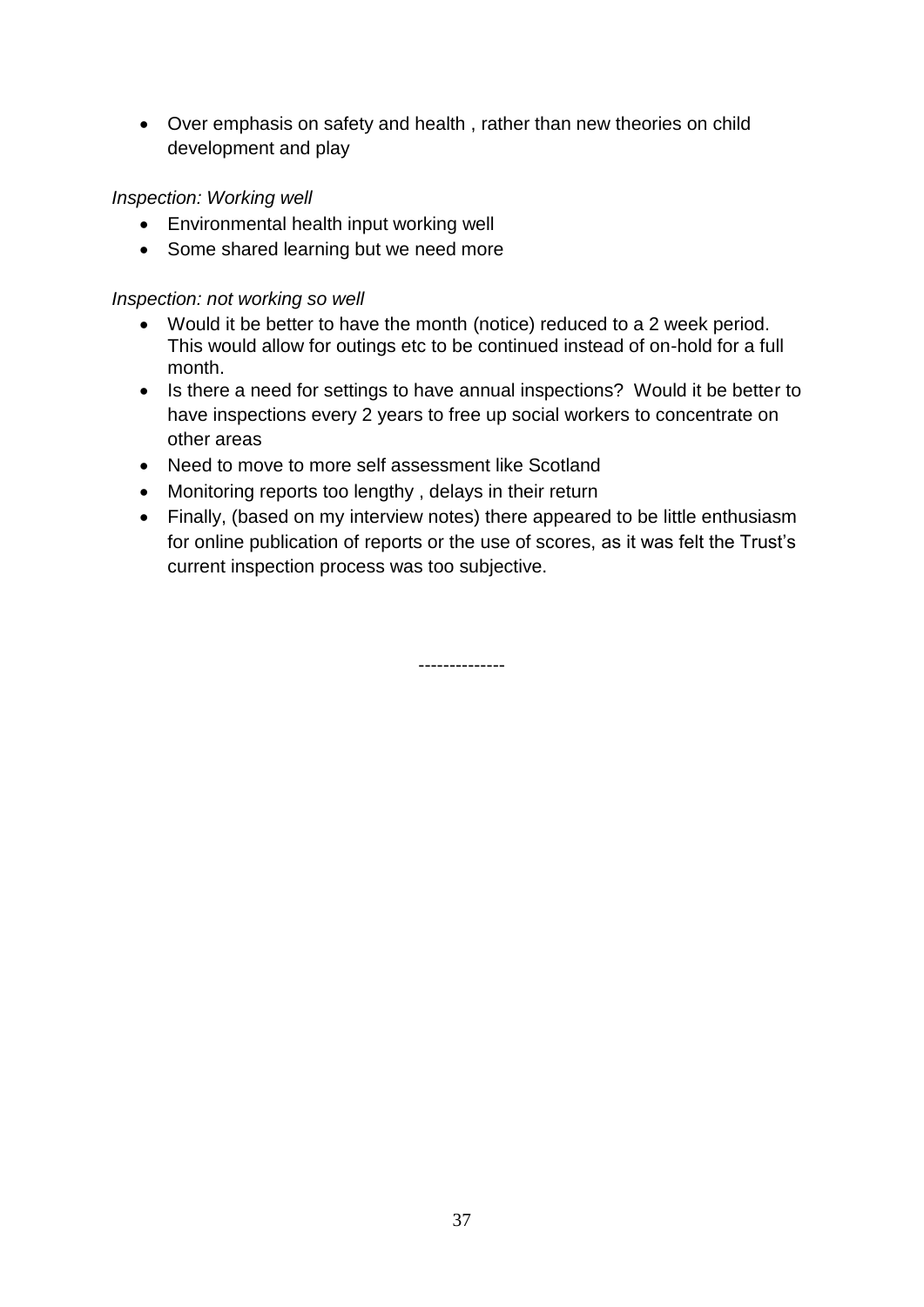- Over emphasis on safety and health , rather than new theories on child development and play

*Inspection: Working well*

- Environmental health input working well
- Some shared learning but we need more

*Inspection: not working so well*

- Would it be better to have the month (notice) reduced to a 2 week period. This would allow for outings etc to be continued instead of on-hold for a full month.
- Is there a need for settings to have annual inspections? Would it be better to have inspections every 2 years to free up social workers to concentrate on other areas
- Need to move to more self assessment like Scotland
- Monitoring reports too lengthy , delays in their return
- Finally, (based on my interview notes) there appeared to be little enthusiasm for online publication of reports or the use of scores, as it was felt the Trust's current inspection process was too subjective.

--------------